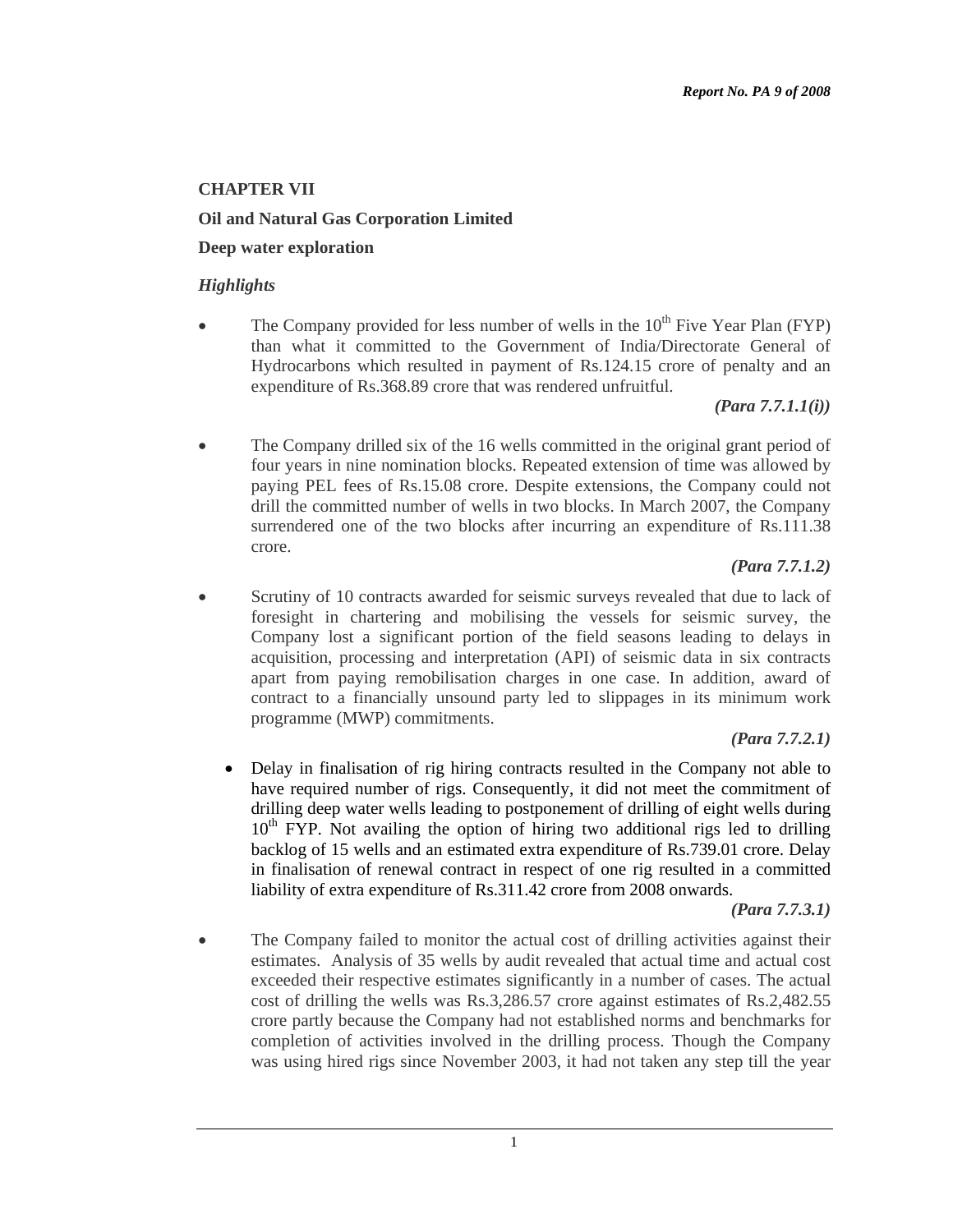## CHAPTER VII

## Oil and Natural Gas Corporation Limited

## Deep water exploration

### *Highlights*

- The Company provided for less number of wells in the 10th Five Year Plan (FYP) than what it committed to the Government of India/Directorate General of Hydrocarbons which resulted in payment of Rs.124.15 crore of penalty and an expenditure of Rs.368.89 crore that was rendered unfruitful.

  ***(Para 7.7.1.1(i))***

- The Company drilled six of the 16 wells committed in the original grant period of four years in nine nomination blocks. Repeated extension of time was allowed by paying PEL fees of Rs.15.08 crore. Despite extensions, the Company could not drill the committed number of wells in two blocks. In March 2007, the Company surrendered one of the two blocks after incurring an expenditure of Rs.111.38 crore.

  ***(Para 7.7.1.2)***

- Scrutiny of 10 contracts awarded for seismic surveys revealed that due to lack of foresight in chartering and mobilising the vessels for seismic survey, the Company lost a significant portion of the field seasons leading to delays in acquisition, processing and interpretation (API) of seismic data in six contracts apart from paying remobilisation charges in one case. In addition, award of contract to a financially unsound party led to slippages in its minimum work programme (MWP) commitments.

  ***(Para 7.7.2.1)***

- Delay in finalisation of rig hiring contracts resulted in the Company not able to have required number of rigs. Consequently, it did not meet the commitment of drilling deep water wells leading to postponement of drilling of eight wells during 10th FYP. Not availing the option of hiring two additional rigs led to drilling backlog of 15 wells and an estimated extra expenditure of Rs.739.01 crore. Delay in finalisation of renewal contract in respect of one rig resulted in a committed liability of extra expenditure of Rs.311.42 crore from 2008 onwards.

  ***(Para 7.7.3.1)***

- The Company failed to monitor the actual cost of drilling activities against their estimates. Analysis of 35 wells by audit revealed that actual time and actual cost exceeded their respective estimates significantly in a number of cases. The actual cost of drilling the wells was Rs.3,286.57 crore against estimates of Rs.2,482.55 crore partly because the Company had not established norms and benchmarks for completion of activities involved in the drilling process. Though the Company was using hired rigs since November 2003, it had not taken any step till the year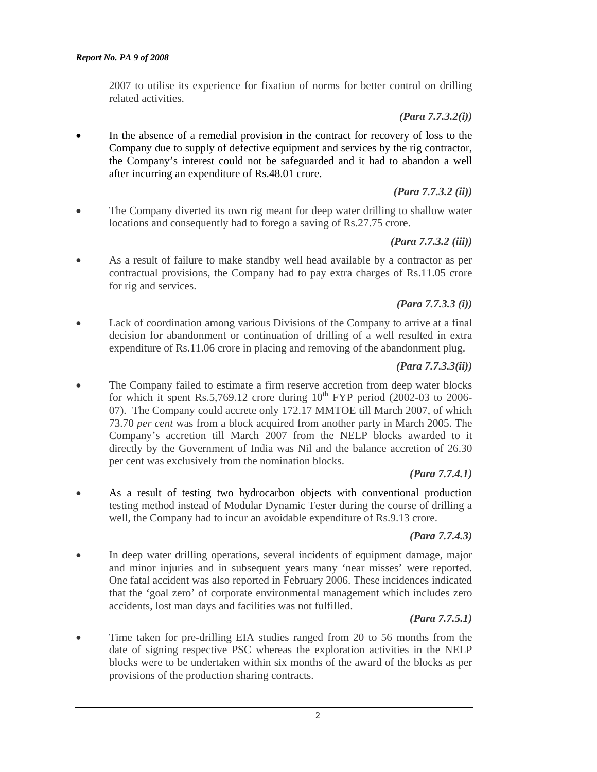2007 to utilise its experience for fixation of norms for better control on drilling related activities.

*(Para 7.7.3.2(i))*

- In the absence of a remedial provision in the contract for recovery of loss to the Company due to supply of defective equipment and services by the rig contractor, the Company's interest could not be safeguarded and it had to abandon a well after incurring an expenditure of Rs.48.01 crore.

*(Para 7.7.3.2 (ii))*

- The Company diverted its own rig meant for deep water drilling to shallow water locations and consequently had to forego a saving of Rs.27.75 crore.

*(Para 7.7.3.2 (iii))*

- As a result of failure to make standby well head available by a contractor as per contractual provisions, the Company had to pay extra charges of Rs.11.05 crore for rig and services.

*(Para 7.7.3.3 (i))*

- Lack of coordination among various Divisions of the Company to arrive at a final decision for abandonment or continuation of drilling of a well resulted in extra expenditure of Rs.11.06 crore in placing and removing of the abandonment plug.

*(Para 7.7.3.3(ii))*

- The Company failed to estimate a firm reserve accretion from deep water blocks for which it spent Rs.5,769.12 crore during 10th FYP period (2002-03 to 2006-07). The Company could accrete only 172.17 MMTOE till March 2007, of which 73.70 *per cent* was from a block acquired from another party in March 2005. The Company's accretion till March 2007 from the NELP blocks awarded to it directly by the Government of India was Nil and the balance accretion of 26.30 per cent was exclusively from the nomination blocks.

*(Para 7.7.4.1)*

- As a result of testing two hydrocarbon objects with conventional production testing method instead of Modular Dynamic Tester during the course of drilling a well, the Company had to incur an avoidable expenditure of Rs.9.13 crore.

*(Para 7.7.4.3)*

- In deep water drilling operations, several incidents of equipment damage, major and minor injuries and in subsequent years many 'near misses' were reported. One fatal accident was also reported in February 2006. These incidences indicated that the 'goal zero' of corporate environmental management which includes zero accidents, lost man days and facilities was not fulfilled.

*(Para 7.7.5.1)*

- Time taken for pre-drilling EIA studies ranged from 20 to 56 months from the date of signing respective PSC whereas the exploration activities in the NELP blocks were to be undertaken within six months of the award of the blocks as per provisions of the production sharing contracts.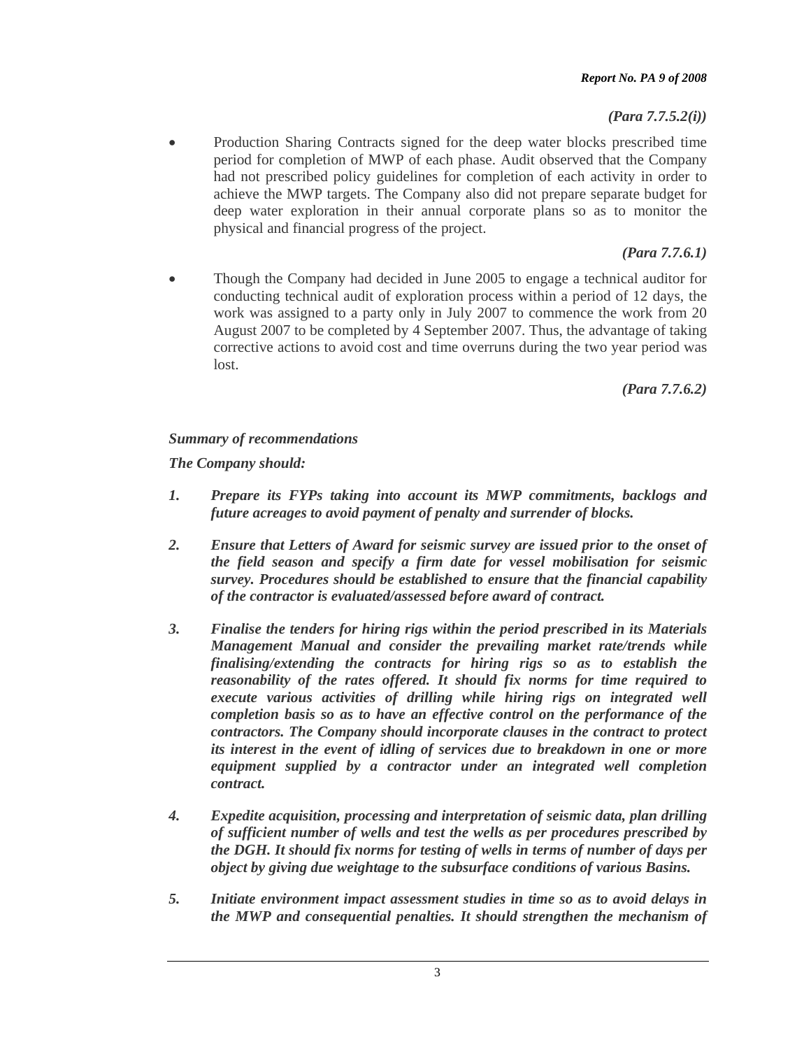*(Para 7.7.5.2(i))*

- Production Sharing Contracts signed for the deep water blocks prescribed time period for completion of MWP of each phase. Audit observed that the Company had not prescribed policy guidelines for completion of each activity in order to achieve the MWP targets. The Company also did not prepare separate budget for deep water exploration in their annual corporate plans so as to monitor the physical and financial progress of the project.

*(Para 7.7.6.1)*

- Though the Company had decided in June 2005 to engage a technical auditor for conducting technical audit of exploration process within a period of 12 days, the work was assigned to a party only in July 2007 to commence the work from 20 August 2007 to be completed by 4 September 2007. Thus, the advantage of taking corrective actions to avoid cost and time overruns during the two year period was lost.

*(Para 7.7.6.2)*

***Summary of recommendations***

***The Company should:***

1. ***Prepare its FYPs taking into account its MWP commitments, backlogs and future acreages to avoid payment of penalty and surrender of blocks.***

2. ***Ensure that Letters of Award for seismic survey are issued prior to the onset of the field season and specify a firm date for vessel mobilisation for seismic survey. Procedures should be established to ensure that the financial capability of the contractor is evaluated/assessed before award of contract.***

3. ***Finalise the tenders for hiring rigs within the period prescribed in its Materials Management Manual and consider the prevailing market rate/trends while finalising/extending the contracts for hiring rigs so as to establish the reasonability of the rates offered. It should fix norms for time required to execute various activities of drilling while hiring rigs on integrated well completion basis so as to have an effective control on the performance of the contractors. The Company should incorporate clauses in the contract to protect its interest in the event of idling of services due to breakdown in one or more equipment supplied by a contractor under an integrated well completion contract.***

4. ***Expedite acquisition, processing and interpretation of seismic data, plan drilling of sufficient number of wells and test the wells as per procedures prescribed by the DGH. It should fix norms for testing of wells in terms of number of days per object by giving due weightage to the subsurface conditions of various Basins.***

5. ***Initiate environment impact assessment studies in time so as to avoid delays in the MWP and consequential penalties. It should strengthen the mechanism of***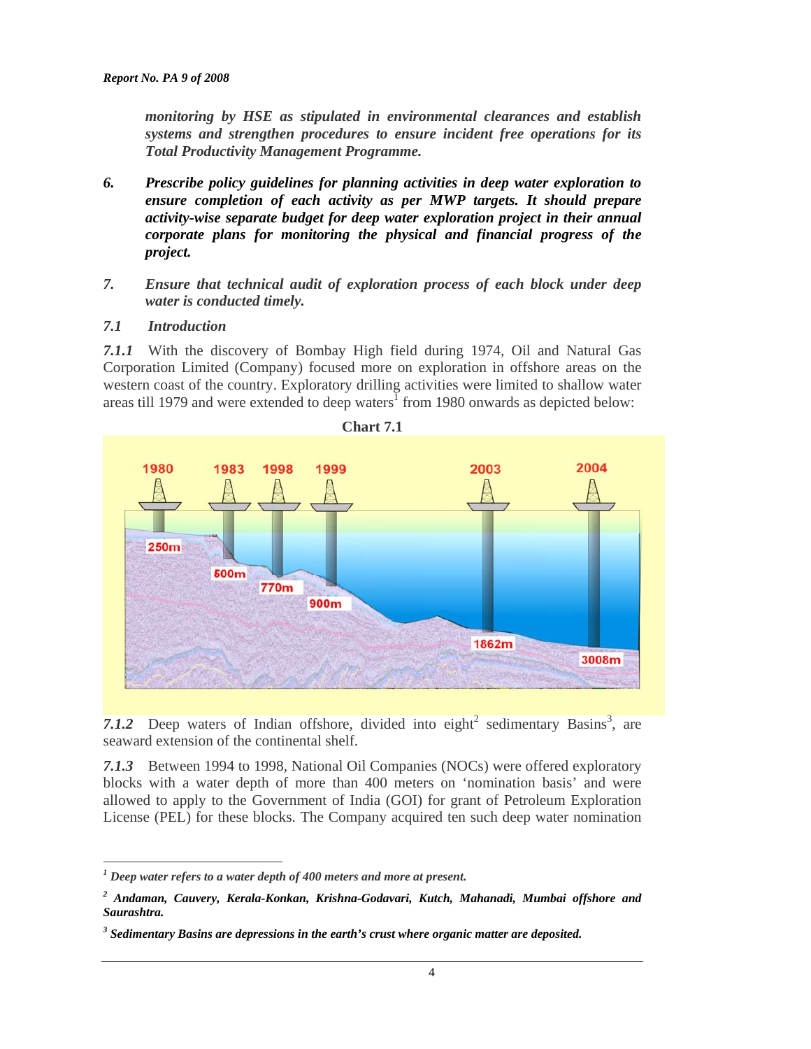***monitoring by HSE as stipulated in environmental clearances and establish systems and strengthen procedures to ensure incident free operations for its Total Productivity Management Programme.***

6. ***Prescribe policy guidelines for planning activities in deep water exploration to ensure completion of each activity as per MWP targets. It should prepare activity-wise separate budget for deep water exploration project in their annual corporate plans for monitoring the physical and financial progress of the project.***

7. ***Ensure that technical audit of exploration process of each block under deep water is conducted timely.***

### *7.1 Introduction*

***7.1.1*** With the discovery of Bombay High field during 1974, Oil and Natural Gas Corporation Limited (Company) focused more on exploration in offshore areas on the western coast of the country. Exploratory drilling activities were limited to shallow water areas till 1979 and were extended to deep waters[1] from 1980 onwards as depicted below:

**Chart 7.1**

***7.1.2*** Deep waters of Indian offshore, divided into eight[2] sedimentary Basins[3], are seaward extension of the continental shelf.

***7.1.3*** Between 1994 to 1998, National Oil Companies (NOCs) were offered exploratory blocks with a water depth of more than 400 meters on 'nomination basis' and were allowed to apply to the Government of India (GOI) for grant of Petroleum Exploration License (PEL) for these blocks. The Company acquired ten such deep water nomination

---

[1] ***Deep water refers to a water depth of 400 meters and more at present.***

[2] ***Andaman, Cauvery, Kerala-Konkan, Krishna-Godavari, Kutch, Mahanadi, Mumbai offshore and Saurashtra.***

[3] ***Sedimentary Basins are depressions in the earth's crust where organic matter are deposited.***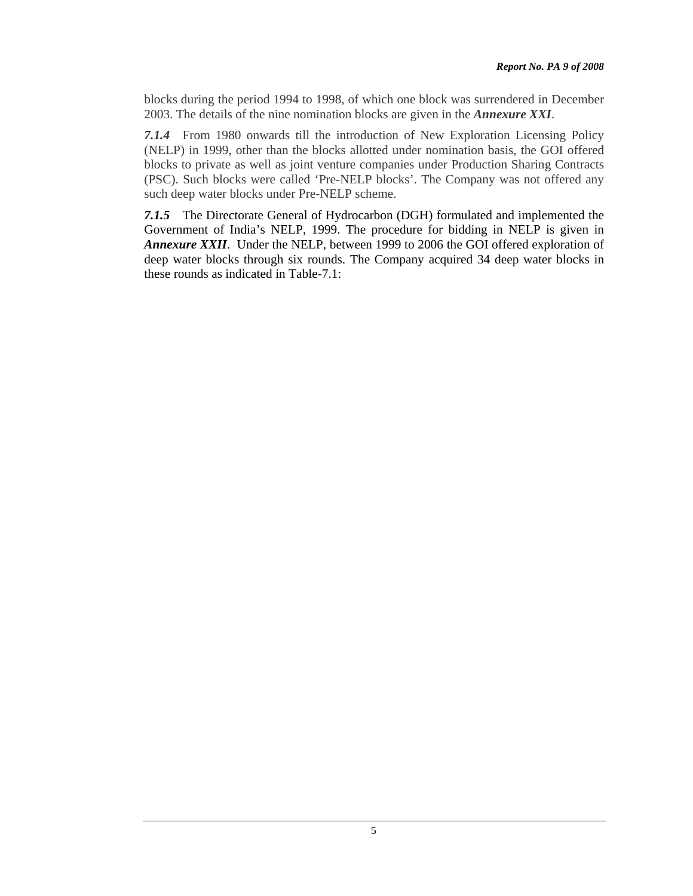blocks during the period 1994 to 1998, of which one block was surrendered in December 2003. The details of the nine nomination blocks are given in the ***Annexure XXI***.

***7.1.4*** From 1980 onwards till the introduction of New Exploration Licensing Policy (NELP) in 1999, other than the blocks allotted under nomination basis, the GOI offered blocks to private as well as joint venture companies under Production Sharing Contracts (PSC). Such blocks were called 'Pre-NELP blocks'. The Company was not offered any such deep water blocks under Pre-NELP scheme.

***7.1.5*** The Directorate General of Hydrocarbon (DGH) formulated and implemented the Government of India's NELP, 1999. The procedure for bidding in NELP is given in ***Annexure XXII***. Under the NELP, between 1999 to 2006 the GOI offered exploration of deep water blocks through six rounds. The Company acquired 34 deep water blocks in these rounds as indicated in Table-7.1: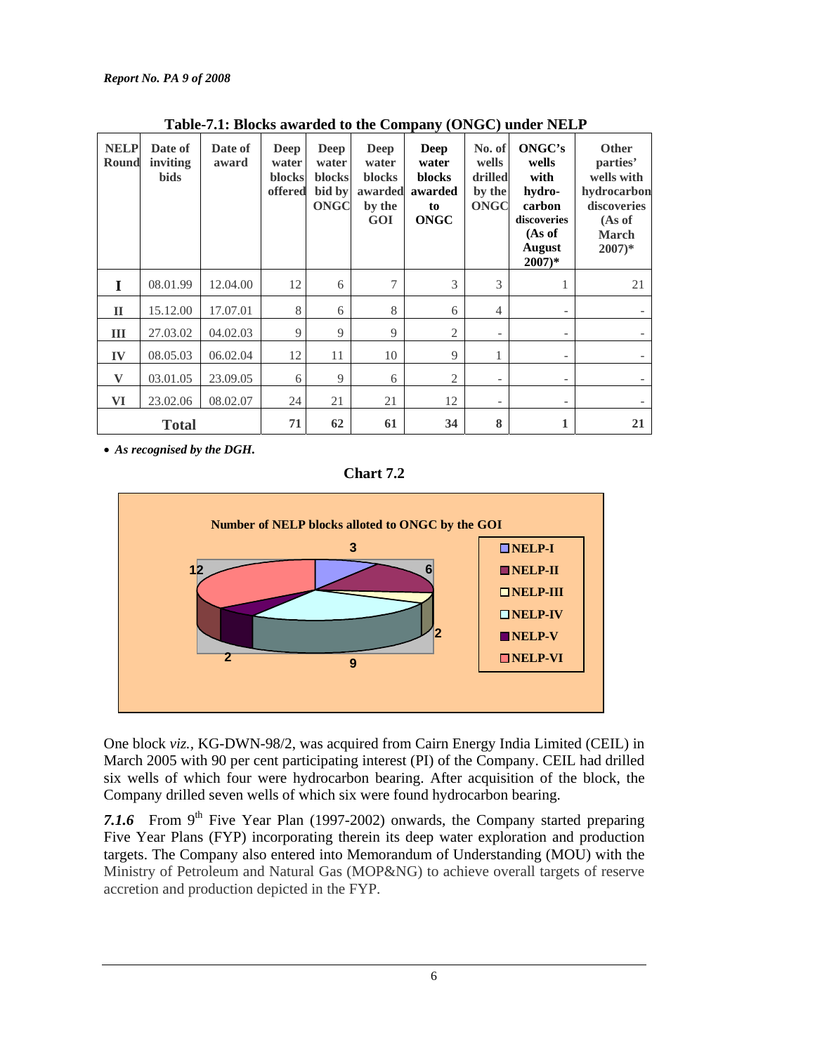**Table-7.1: Blocks awarded to the Company (ONGC) under NELP**

| NELP Round | Date of inviting bids | Date of award | Deep water blocks offered | Deep water blocks bid by ONGC | Deep water blocks awarded by the GOI | Deep water blocks awarded to ONGC | No. of wells drilled by the ONGC | ONGC's wells with hydro-carbon discoveries (As of August 2007)* | Other parties' wells with hydrocarbon discoveries (As of March 2007)* |
|---|---|---|---|---|---|---|---|---|---|
| I | 08.01.99 | 12.04.00 | 12 | 6 | 7 | 3 | 3 | 1 | 21 |
| II | 15.12.00 | 17.07.01 | 8 | 6 | 8 | 6 | 4 | - | - |
| III | 27.03.02 | 04.02.03 | 9 | 9 | 9 | 2 | - | - | - |
| IV | 08.05.03 | 06.02.04 | 12 | 11 | 10 | 9 | 1 | - | - |
| V | 03.01.05 | 23.09.05 | 6 | 9 | 6 | 2 | - | - | - |
| VI | 23.02.06 | 08.02.07 | 24 | 21 | 21 | 12 | - | - | - |
| **Total** | | | **71** | **62** | **61** | **34** | **8** | **1** | **21** |

- *As recognised by the DGH.*

**Chart 7.2**

**Number of NELP blocks alloted to ONGC by the GOI**

(NELP-I: 3; NELP-II: 6; NELP-III: 2; NELP-IV: 9; NELP-V: 2; NELP-VI: 12)

One block *viz.*, KG-DWN-98/2, was acquired from Cairn Energy India Limited (CEIL) in March 2005 with 90 per cent participating interest (PI) of the Company. CEIL had drilled six wells of which four were hydrocarbon bearing. After acquisition of the block, the Company drilled seven wells of which six were found hydrocarbon bearing.

***7.1.6*** From 9th Five Year Plan (1997-2002) onwards, the Company started preparing Five Year Plans (FYP) incorporating therein its deep water exploration and production targets. The Company also entered into Memorandum of Understanding (MOU) with the Ministry of Petroleum and Natural Gas (MOP&NG) to achieve overall targets of reserve accretion and production depicted in the FYP.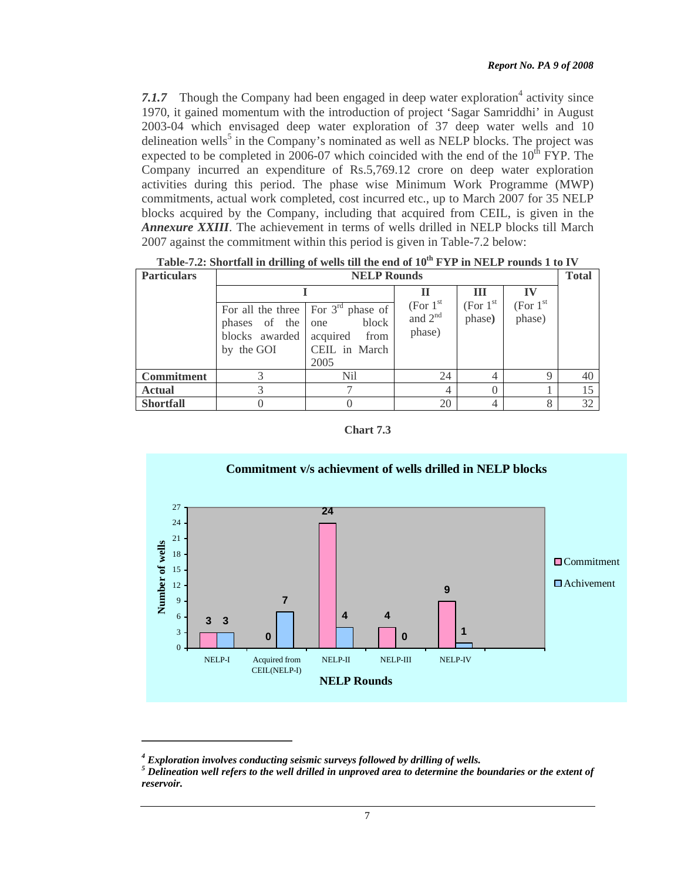***7.1.7*** Though the Company had been engaged in deep water exploration[4] activity since 1970, it gained momentum with the introduction of project 'Sagar Samriddhi' in August 2003-04 which envisaged deep water exploration of 37 deep water wells and 10 delineation wells[5] in the Company's nominated as well as NELP blocks. The project was expected to be completed in 2006-07 which coincided with the end of the 10th FYP. The Company incurred an expenditure of Rs.5,769.12 crore on deep water exploration activities during this period. The phase wise Minimum Work Programme (MWP) commitments, actual work completed, cost incurred etc., up to March 2007 for 35 NELP blocks acquired by the Company, including that acquired from CEIL, is given in the ***Annexure XXIII***. The achievement in terms of wells drilled in NELP blocks till March 2007 against the commitment within this period is given in Table-7.2 below:

**Table-7.2: Shortfall in drilling of wells till the end of 10th FYP in NELP rounds 1 to IV**

| Particulars | NELP Rounds | | | | | Total |
|---|---|---|---|---|---|---|
| | I | | II | III | IV | |
| | For all the three phases of the blocks awarded by the GOI | For 3rd phase of one block acquired from CEIL in March 2005 | (For 1st and 2nd phase) | (For 1st phase) | (For 1st phase) | |
| **Commitment** | 3 | Nil | 24 | 4 | 9 | 40 |
| **Actual** | 3 | 7 | 4 | 0 | 1 | 15 |
| **Shortfall** | 0 | 0 | 20 | 4 | 8 | 32 |

**Chart 7.3**

**Commitment v/s achievment of wells drilled in NELP blocks**

| NELP Rounds | Commitment | Achivement |
|---|---|---|
| NELP-I | 3 | 3 |
| Acquired from CEIL(NELP-I) | 0 | 7 |
| NELP-II | 24 | 4 |
| NELP-III | 4 | 0 |
| NELP-IV | 9 | 1 |

---

[4] ***Exploration involves conducting seismic surveys followed by drilling of wells.***

[5] ***Delineation well refers to the well drilled in unproved area to determine the boundaries or the extent of reservoir.***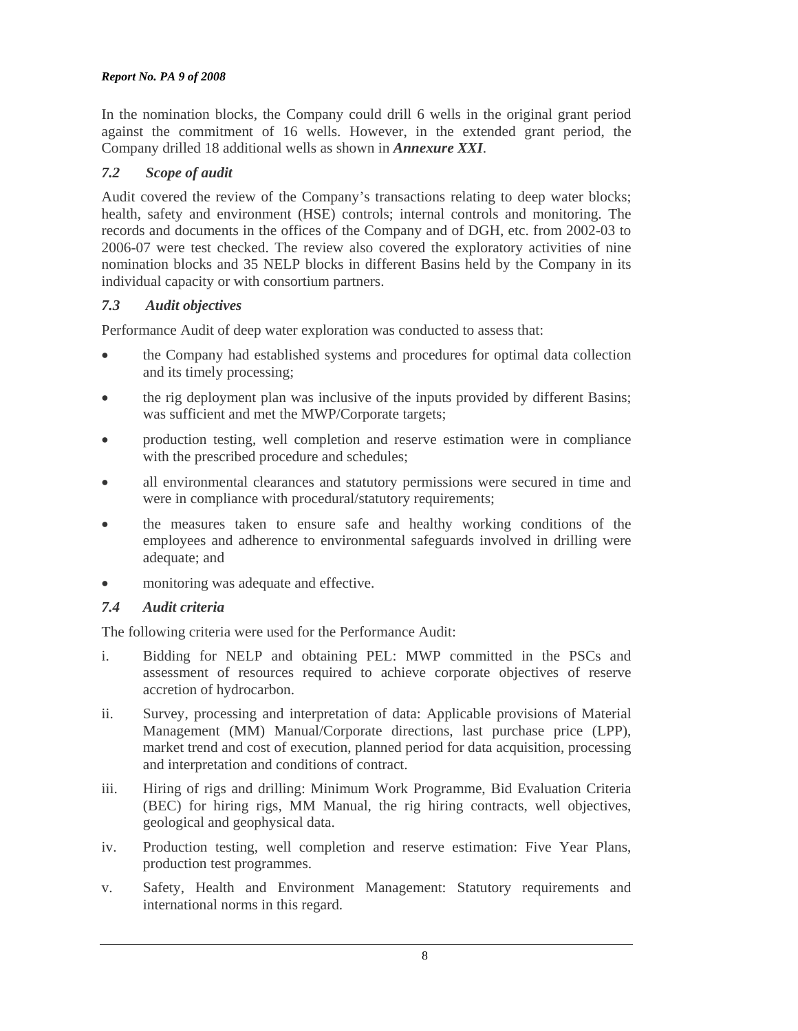In the nomination blocks, the Company could drill 6 wells in the original grant period against the commitment of 16 wells. However, in the extended grant period, the Company drilled 18 additional wells as shown in ***Annexure XXI***.

### *7.2 Scope of audit*

Audit covered the review of the Company's transactions relating to deep water blocks; health, safety and environment (HSE) controls; internal controls and monitoring. The records and documents in the offices of the Company and of DGH, etc. from 2002-03 to 2006-07 were test checked. The review also covered the exploratory activities of nine nomination blocks and 35 NELP blocks in different Basins held by the Company in its individual capacity or with consortium partners.

### *7.3 Audit objectives*

Performance Audit of deep water exploration was conducted to assess that:

- the Company had established systems and procedures for optimal data collection and its timely processing;
- the rig deployment plan was inclusive of the inputs provided by different Basins; was sufficient and met the MWP/Corporate targets;
- production testing, well completion and reserve estimation were in compliance with the prescribed procedure and schedules;
- all environmental clearances and statutory permissions were secured in time and were in compliance with procedural/statutory requirements;
- the measures taken to ensure safe and healthy working conditions of the employees and adherence to environmental safeguards involved in drilling were adequate; and
- monitoring was adequate and effective.

### *7.4 Audit criteria*

The following criteria were used for the Performance Audit:

i. Bidding for NELP and obtaining PEL: MWP committed in the PSCs and assessment of resources required to achieve corporate objectives of reserve accretion of hydrocarbon.

ii. Survey, processing and interpretation of data: Applicable provisions of Material Management (MM) Manual/Corporate directions, last purchase price (LPP), market trend and cost of execution, planned period for data acquisition, processing and interpretation and conditions of contract.

iii. Hiring of rigs and drilling: Minimum Work Programme, Bid Evaluation Criteria (BEC) for hiring rigs, MM Manual, the rig hiring contracts, well objectives, geological and geophysical data.

iv. Production testing, well completion and reserve estimation: Five Year Plans, production test programmes.

v. Safety, Health and Environment Management: Statutory requirements and international norms in this regard.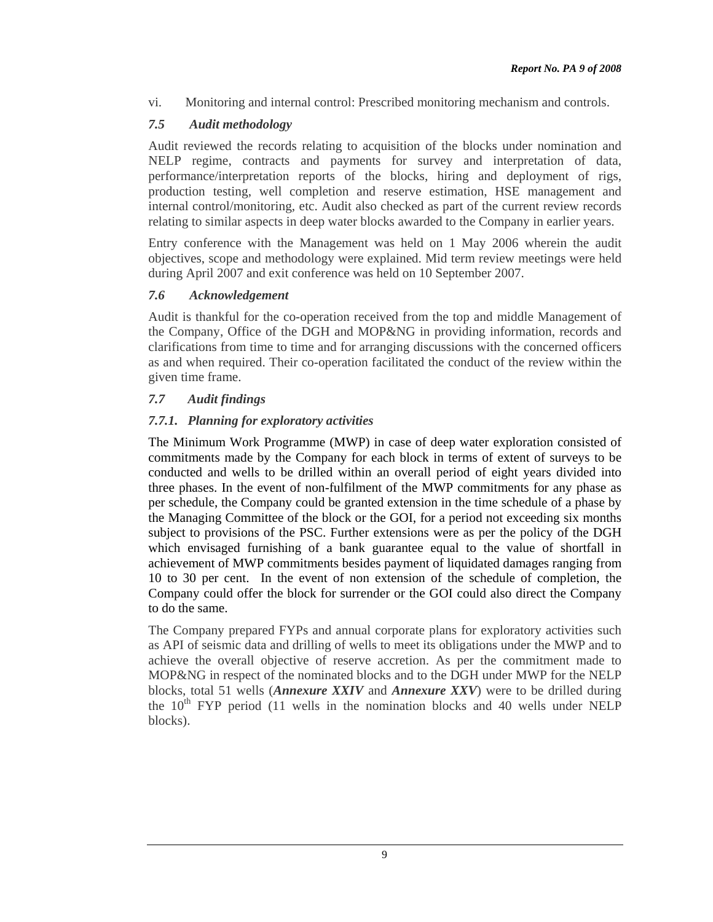vi. Monitoring and internal control: Prescribed monitoring mechanism and controls.

### *7.5 Audit methodology*

Audit reviewed the records relating to acquisition of the blocks under nomination and NELP regime, contracts and payments for survey and interpretation of data, performance/interpretation reports of the blocks, hiring and deployment of rigs, production testing, well completion and reserve estimation, HSE management and internal control/monitoring, etc. Audit also checked as part of the current review records relating to similar aspects in deep water blocks awarded to the Company in earlier years.

Entry conference with the Management was held on 1 May 2006 wherein the audit objectives, scope and methodology were explained. Mid term review meetings were held during April 2007 and exit conference was held on 10 September 2007.

### *7.6 Acknowledgement*

Audit is thankful for the co-operation received from the top and middle Management of the Company, Office of the DGH and MOP&NG in providing information, records and clarifications from time to time and for arranging discussions with the concerned officers as and when required. Their co-operation facilitated the conduct of the review within the given time frame.

### *7.7 Audit findings*

#### *7.7.1. Planning for exploratory activities*

The Minimum Work Programme (MWP) in case of deep water exploration consisted of commitments made by the Company for each block in terms of extent of surveys to be conducted and wells to be drilled within an overall period of eight years divided into three phases. In the event of non-fulfilment of the MWP commitments for any phase as per schedule, the Company could be granted extension in the time schedule of a phase by the Managing Committee of the block or the GOI, for a period not exceeding six months subject to provisions of the PSC. Further extensions were as per the policy of the DGH which envisaged furnishing of a bank guarantee equal to the value of shortfall in achievement of MWP commitments besides payment of liquidated damages ranging from 10 to 30 per cent. In the event of non extension of the schedule of completion, the Company could offer the block for surrender or the GOI could also direct the Company to do the same.

The Company prepared FYPs and annual corporate plans for exploratory activities such as API of seismic data and drilling of wells to meet its obligations under the MWP and to achieve the overall objective of reserve accretion. As per the commitment made to MOP&NG in respect of the nominated blocks and to the DGH under MWP for the NELP blocks, total 51 wells (***Annexure XXIV*** and ***Annexure XXV***) were to be drilled during the 10th FYP period (11 wells in the nomination blocks and 40 wells under NELP blocks).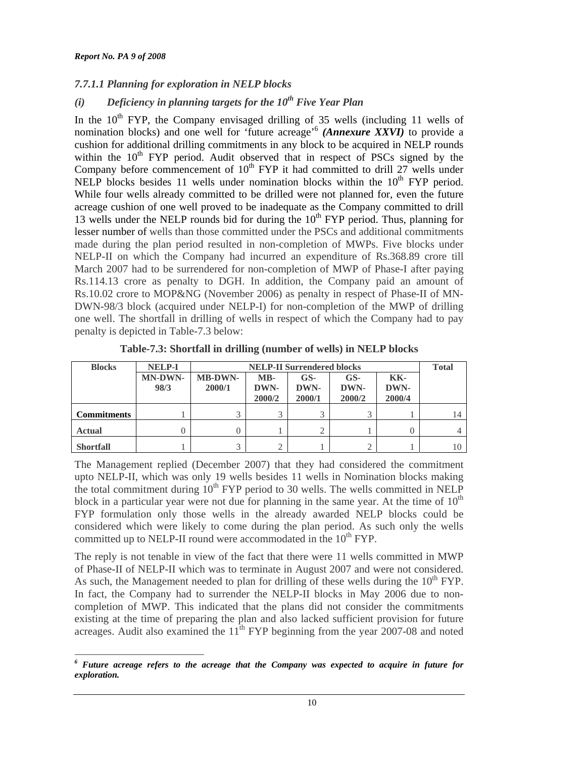#### *7.7.1.1 Planning for exploration in NELP blocks*

#### *(i) Deficiency in planning targets for the 10th Five Year Plan*

In the 10th FYP, the Company envisaged drilling of 35 wells (including 11 wells of nomination blocks) and one well for 'future acreage'[6] ***(Annexure XXVI)*** to provide a cushion for additional drilling commitments in any block to be acquired in NELP rounds within the 10th FYP period. Audit observed that in respect of PSCs signed by the Company before commencement of 10th FYP it had committed to drill 27 wells under NELP blocks besides 11 wells under nomination blocks within the 10th FYP period. While four wells already committed to be drilled were not planned for, even the future acreage cushion of one well proved to be inadequate as the Company committed to drill 13 wells under the NELP rounds bid for during the 10th FYP period. Thus, planning for lesser number of wells than those committed under the PSCs and additional commitments made during the plan period resulted in non-completion of MWPs. Five blocks under NELP-II on which the Company had incurred an expenditure of Rs.368.89 crore till March 2007 had to be surrendered for non-completion of MWP of Phase-I after paying Rs.114.13 crore as penalty to DGH. In addition, the Company paid an amount of Rs.10.02 crore to MOP&NG (November 2006) as penalty in respect of Phase-II of MN-DWN-98/3 block (acquired under NELP-I) for non-completion of the MWP of drilling one well. The shortfall in drilling of wells in respect of which the Company had to pay penalty is depicted in Table-7.3 below:

**Table-7.3: Shortfall in drilling (number of wells) in NELP blocks**

| Blocks | NELP-I | NELP-II Surrendered blocks | | | | | Total |
|---|---|---|---|---|---|---|---|
| | MN-DWN-98/3 | MB-DWN-2000/1 | MB-DWN-2000/2 | GS-DWN-2000/1 | GS-DWN-2000/2 | KK-DWN-2000/4 | |
| **Commitments** | 1 | 3 | 3 | 3 | 3 | 1 | 14 |
| **Actual** | 0 | 0 | 1 | 2 | 1 | 0 | 4 |
| **Shortfall** | 1 | 3 | 2 | 1 | 2 | 1 | 10 |

The Management replied (December 2007) that they had considered the commitment upto NELP-II, which was only 19 wells besides 11 wells in Nomination blocks making the total commitment during 10th FYP period to 30 wells. The wells committed in NELP block in a particular year were not due for planning in the same year. At the time of 10th FYP formulation only those wells in the already awarded NELP blocks could be considered which were likely to come during the plan period. As such only the wells committed up to NELP-II round were accommodated in the 10th FYP.

The reply is not tenable in view of the fact that there were 11 wells committed in MWP of Phase-II of NELP-II which was to terminate in August 2007 and were not considered. As such, the Management needed to plan for drilling of these wells during the 10th FYP. In fact, the Company had to surrender the NELP-II blocks in May 2006 due to non-completion of MWP. This indicated that the plans did not consider the commitments existing at the time of preparing the plan and also lacked sufficient provision for future acreages. Audit also examined the 11th FYP beginning from the year 2007-08 and noted

---

[6] ***Future acreage refers to the acreage that the Company was expected to acquire in future for exploration.***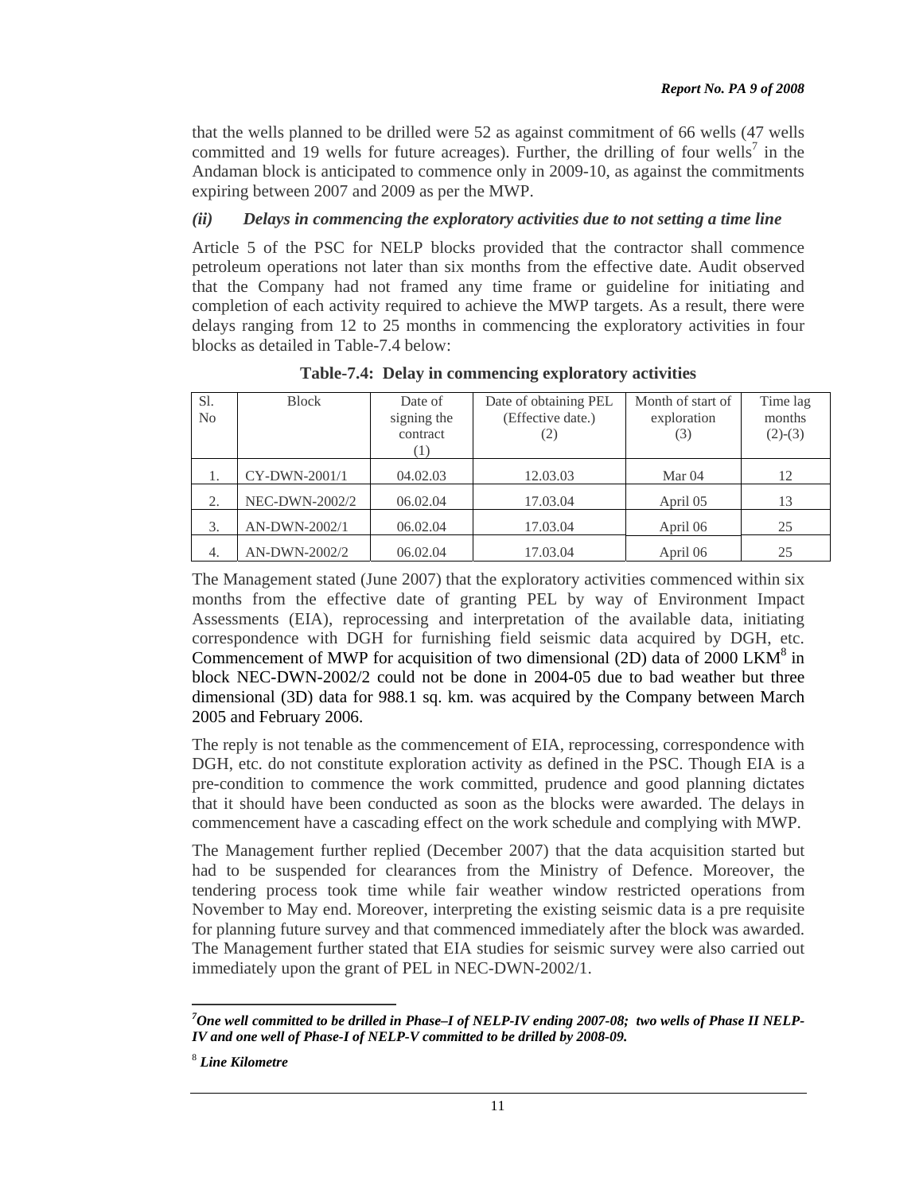that the wells planned to be drilled were 52 as against commitment of 66 wells (47 wells committed and 19 wells for future acreages). Further, the drilling of four wells[7] in the Andaman block is anticipated to commence only in 2009-10, as against the commitments expiring between 2007 and 2009 as per the MWP.

### *(ii) Delays in commencing the exploratory activities due to not setting a time line*

Article 5 of the PSC for NELP blocks provided that the contractor shall commence petroleum operations not later than six months from the effective date. Audit observed that the Company had not framed any time frame or guideline for initiating and completion of each activity required to achieve the MWP targets. As a result, there were delays ranging from 12 to 25 months in commencing the exploratory activities in four blocks as detailed in Table-7.4 below:

**Table-7.4: Delay in commencing exploratory activities**

| Sl. No | Block | Date of signing the contract (1) | Date of obtaining PEL (Effective date.) (2) | Month of start of exploration (3) | Time lag months (2)-(3) |
|---|---|---|---|---|---|
| 1. | CY-DWN-2001/1 | 04.02.03 | 12.03.03 | Mar 04 | 12 |
| 2. | NEC-DWN-2002/2 | 06.02.04 | 17.03.04 | April 05 | 13 |
| 3. | AN-DWN-2002/1 | 06.02.04 | 17.03.04 | April 06 | 25 |
| 4. | AN-DWN-2002/2 | 06.02.04 | 17.03.04 | April 06 | 25 |

The Management stated (June 2007) that the exploratory activities commenced within six months from the effective date of granting PEL by way of Environment Impact Assessments (EIA), reprocessing and interpretation of the available data, initiating correspondence with DGH for furnishing field seismic data acquired by DGH, etc. Commencement of MWP for acquisition of two dimensional (2D) data of 2000 LKM[8] in block NEC-DWN-2002/2 could not be done in 2004-05 due to bad weather but three dimensional (3D) data for 988.1 sq. km. was acquired by the Company between March 2005 and February 2006.

The reply is not tenable as the commencement of EIA, reprocessing, correspondence with DGH, etc. do not constitute exploration activity as defined in the PSC. Though EIA is a pre-condition to commence the work committed, prudence and good planning dictates that it should have been conducted as soon as the blocks were awarded. The delays in commencement have a cascading effect on the work schedule and complying with MWP.

The Management further replied (December 2007) that the data acquisition started but had to be suspended for clearances from the Ministry of Defence. Moreover, the tendering process took time while fair weather window restricted operations from November to May end. Moreover, interpreting the existing seismic data is a pre requisite for planning future survey and that commenced immediately after the block was awarded. The Management further stated that EIA studies for seismic survey were also carried out immediately upon the grant of PEL in NEC-DWN-2002/1.

---

[7] ***One well committed to be drilled in Phase–I of NELP-IV ending 2007-08; two wells of Phase II NELP-IV and one well of Phase-I of NELP-V committed to be drilled by 2008-09.***

[8] ***Line Kilometre***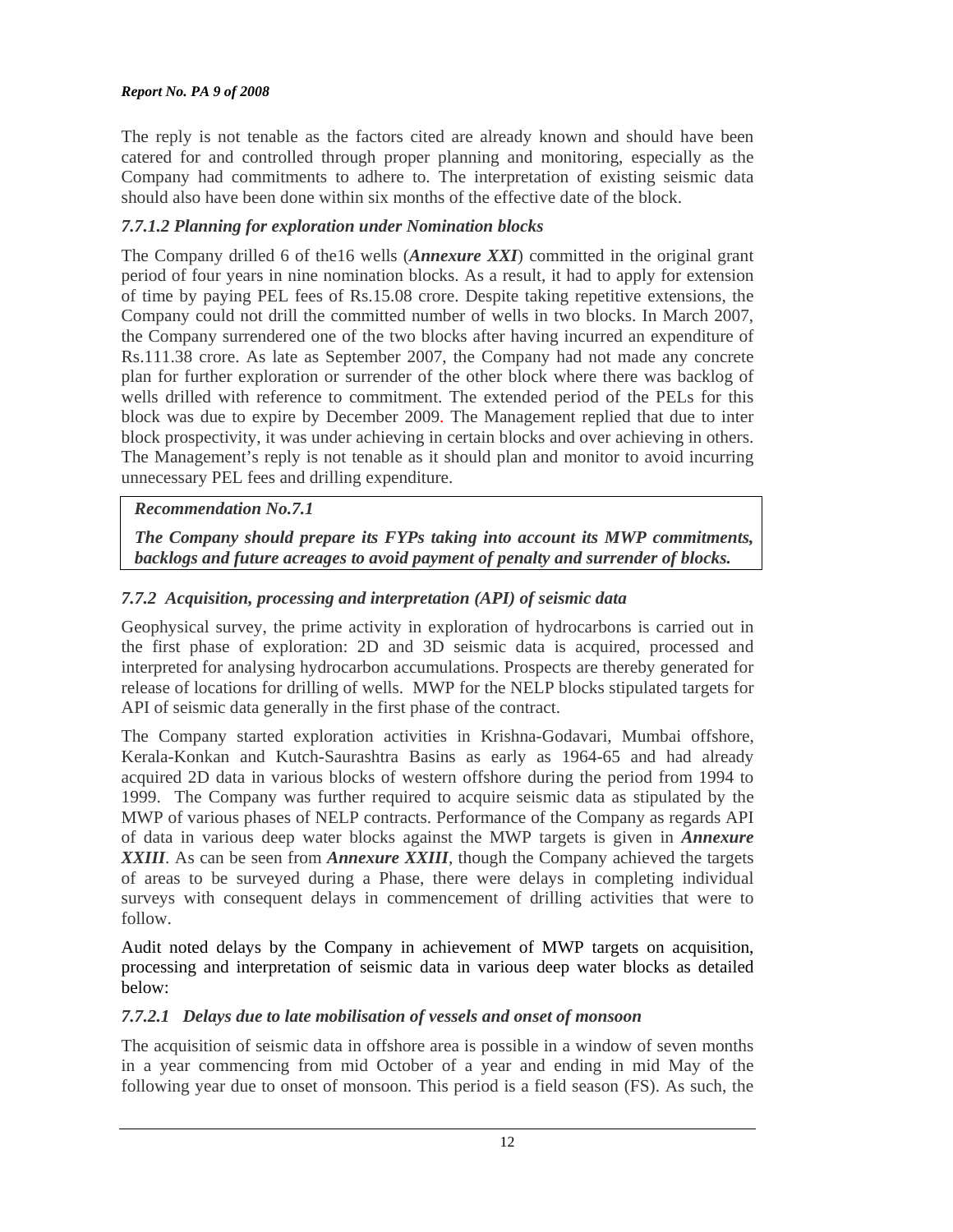The reply is not tenable as the factors cited are already known and should have been catered for and controlled through proper planning and monitoring, especially as the Company had commitments to adhere to. The interpretation of existing seismic data should also have been done within six months of the effective date of the block.

#### *7.7.1.2 Planning for exploration under Nomination blocks*

The Company drilled 6 of the16 wells (***Annexure XXI***) committed in the original grant period of four years in nine nomination blocks. As a result, it had to apply for extension of time by paying PEL fees of Rs.15.08 crore. Despite taking repetitive extensions, the Company could not drill the committed number of wells in two blocks. In March 2007, the Company surrendered one of the two blocks after having incurred an expenditure of Rs.111.38 crore. As late as September 2007, the Company had not made any concrete plan for further exploration or surrender of the other block where there was backlog of wells drilled with reference to commitment. The extended period of the PELs for this block was due to expire by December 2009. The Management replied that due to inter block prospectivity, it was under achieving in certain blocks and over achieving in others. The Management's reply is not tenable as it should plan and monitor to avoid incurring unnecessary PEL fees and drilling expenditure.

> ***Recommendation No.7.1***
>
> ***The Company should prepare its FYPs taking into account its MWP commitments, backlogs and future acreages to avoid payment of penalty and surrender of blocks.***

### *7.7.2 Acquisition, processing and interpretation (API) of seismic data*

Geophysical survey, the prime activity in exploration of hydrocarbons is carried out in the first phase of exploration: 2D and 3D seismic data is acquired, processed and interpreted for analysing hydrocarbon accumulations. Prospects are thereby generated for release of locations for drilling of wells. MWP for the NELP blocks stipulated targets for API of seismic data generally in the first phase of the contract.

The Company started exploration activities in Krishna-Godavari, Mumbai offshore, Kerala-Konkan and Kutch-Saurashtra Basins as early as 1964-65 and had already acquired 2D data in various blocks of western offshore during the period from 1994 to 1999. The Company was further required to acquire seismic data as stipulated by the MWP of various phases of NELP contracts. Performance of the Company as regards API of data in various deep water blocks against the MWP targets is given in ***Annexure XXIII***. As can be seen from ***Annexure XXIII***, though the Company achieved the targets of areas to be surveyed during a Phase, there were delays in completing individual surveys with consequent delays in commencement of drilling activities that were to follow.

Audit noted delays by the Company in achievement of MWP targets on acquisition, processing and interpretation of seismic data in various deep water blocks as detailed below:

#### *7.7.2.1 Delays due to late mobilisation of vessels and onset of monsoon*

The acquisition of seismic data in offshore area is possible in a window of seven months in a year commencing from mid October of a year and ending in mid May of the following year due to onset of monsoon. This period is a field season (FS). As such, the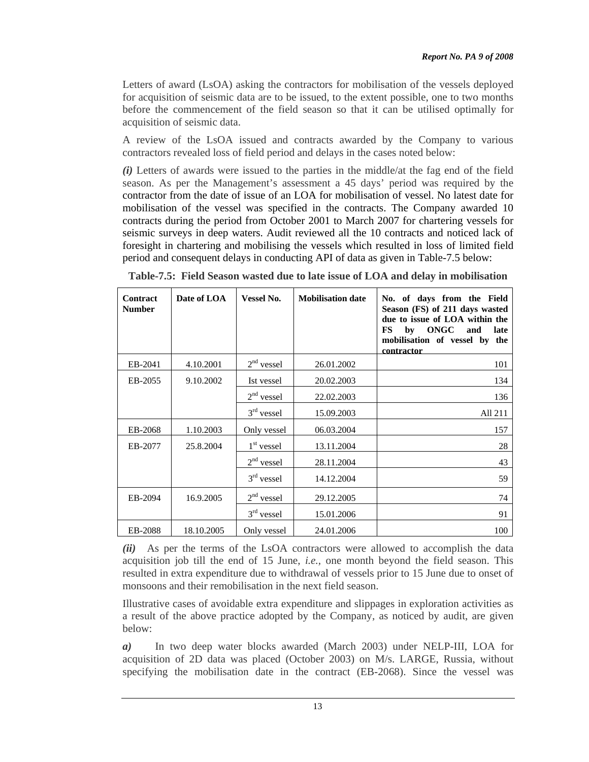Letters of award (LsOA) asking the contractors for mobilisation of the vessels deployed for acquisition of seismic data are to be issued, to the extent possible, one to two months before the commencement of the field season so that it can be utilised optimally for acquisition of seismic data.

A review of the LsOA issued and contracts awarded by the Company to various contractors revealed loss of field period and delays in the cases noted below:

***(i)*** Letters of awards were issued to the parties in the middle/at the fag end of the field season. As per the Management's assessment a 45 days' period was required by the contractor from the date of issue of an LOA for mobilisation of vessel. No latest date for mobilisation of the vessel was specified in the contracts. The Company awarded 10 contracts during the period from October 2001 to March 2007 for chartering vessels for seismic surveys in deep waters. Audit reviewed all the 10 contracts and noticed lack of foresight in chartering and mobilising the vessels which resulted in loss of limited field period and consequent delays in conducting API of data as given in Table-7.5 below:

**Table-7.5: Field Season wasted due to late issue of LOA and delay in mobilisation**

| Contract Number | Date of LOA | Vessel No. | Mobilisation date | No. of days from the Field Season (FS) of 211 days wasted due to issue of LOA within the FS by ONGC and late mobilisation of vessel by the contractor |
|---|---|---|---|---|
| EB-2041 | 4.10.2001 | 2nd vessel | 26.01.2002 | 101 |
| EB-2055 | 9.10.2002 | Ist vessel | 20.02.2003 | 134 |
| | | 2nd vessel | 22.02.2003 | 136 |
| | | 3rd vessel | 15.09.2003 | All 211 |
| EB-2068 | 1.10.2003 | Only vessel | 06.03.2004 | 157 |
| EB-2077 | 25.8.2004 | 1st vessel | 13.11.2004 | 28 |
| | | 2nd vessel | 28.11.2004 | 43 |
| | | 3rd vessel | 14.12.2004 | 59 |
| EB-2094 | 16.9.2005 | 2nd vessel | 29.12.2005 | 74 |
| | | 3rd vessel | 15.01.2006 | 91 |
| EB-2088 | 18.10.2005 | Only vessel | 24.01.2006 | 100 |

***(ii)*** As per the terms of the LsOA contractors were allowed to accomplish the data acquisition job till the end of 15 June, *i.e.*, one month beyond the field season. This resulted in extra expenditure due to withdrawal of vessels prior to 15 June due to onset of monsoons and their remobilisation in the next field season.

Illustrative cases of avoidable extra expenditure and slippages in exploration activities as a result of the above practice adopted by the Company, as noticed by audit, are given below:

***a)*** In two deep water blocks awarded (March 2003) under NELP-III, LOA for acquisition of 2D data was placed (October 2003) on M/s. LARGE, Russia, without specifying the mobilisation date in the contract (EB-2068). Since the vessel was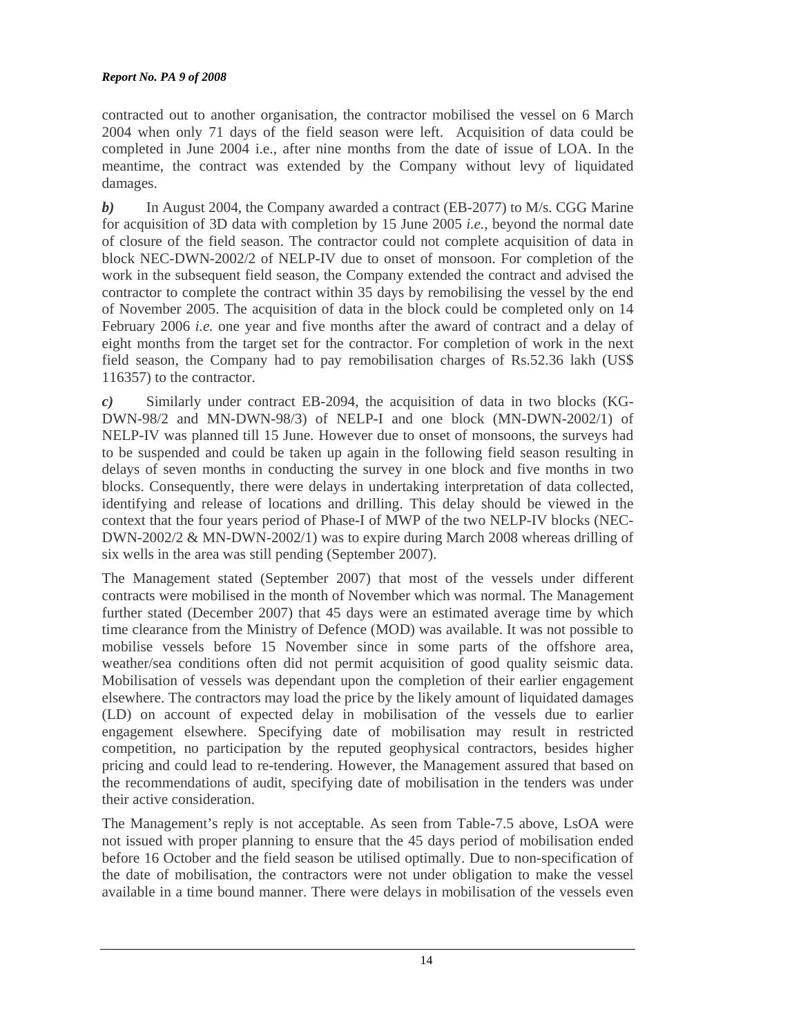contracted out to another organisation, the contractor mobilised the vessel on 6 March 2004 when only 71 days of the field season were left. Acquisition of data could be completed in June 2004 i.e., after nine months from the date of issue of LOA. In the meantime, the contract was extended by the Company without levy of liquidated damages.

***b)*** In August 2004, the Company awarded a contract (EB-2077) to M/s. CGG Marine for acquisition of 3D data with completion by 15 June 2005 *i.e.,* beyond the normal date of closure of the field season. The contractor could not complete acquisition of data in block NEC-DWN-2002/2 of NELP-IV due to onset of monsoon. For completion of the work in the subsequent field season, the Company extended the contract and advised the contractor to complete the contract within 35 days by remobilising the vessel by the end of November 2005. The acquisition of data in the block could be completed only on 14 February 2006 *i.e.* one year and five months after the award of contract and a delay of eight months from the target set for the contractor. For completion of work in the next field season, the Company had to pay remobilisation charges of Rs.52.36 lakh (US$ 116357) to the contractor.

***c)*** Similarly under contract EB-2094, the acquisition of data in two blocks (KG-DWN-98/2 and MN-DWN-98/3) of NELP-I and one block (MN-DWN-2002/1) of NELP-IV was planned till 15 June. However due to onset of monsoons, the surveys had to be suspended and could be taken up again in the following field season resulting in delays of seven months in conducting the survey in one block and five months in two blocks. Consequently, there were delays in undertaking interpretation of data collected, identifying and release of locations and drilling. This delay should be viewed in the context that the four years period of Phase-I of MWP of the two NELP-IV blocks (NEC-DWN-2002/2 & MN-DWN-2002/1) was to expire during March 2008 whereas drilling of six wells in the area was still pending (September 2007).

The Management stated (September 2007) that most of the vessels under different contracts were mobilised in the month of November which was normal. The Management further stated (December 2007) that 45 days were an estimated average time by which time clearance from the Ministry of Defence (MOD) was available. It was not possible to mobilise vessels before 15 November since in some parts of the offshore area, weather/sea conditions often did not permit acquisition of good quality seismic data. Mobilisation of vessels was dependant upon the completion of their earlier engagement elsewhere. The contractors may load the price by the likely amount of liquidated damages (LD) on account of expected delay in mobilisation of the vessels due to earlier engagement elsewhere. Specifying date of mobilisation may result in restricted competition, no participation by the reputed geophysical contractors, besides higher pricing and could lead to re-tendering. However, the Management assured that based on the recommendations of audit, specifying date of mobilisation in the tenders was under their active consideration.

The Management's reply is not acceptable. As seen from Table-7.5 above, LsOA were not issued with proper planning to ensure that the 45 days period of mobilisation ended before 16 October and the field season be utilised optimally. Due to non-specification of the date of mobilisation, the contractors were not under obligation to make the vessel available in a time bound manner. There were delays in mobilisation of the vessels even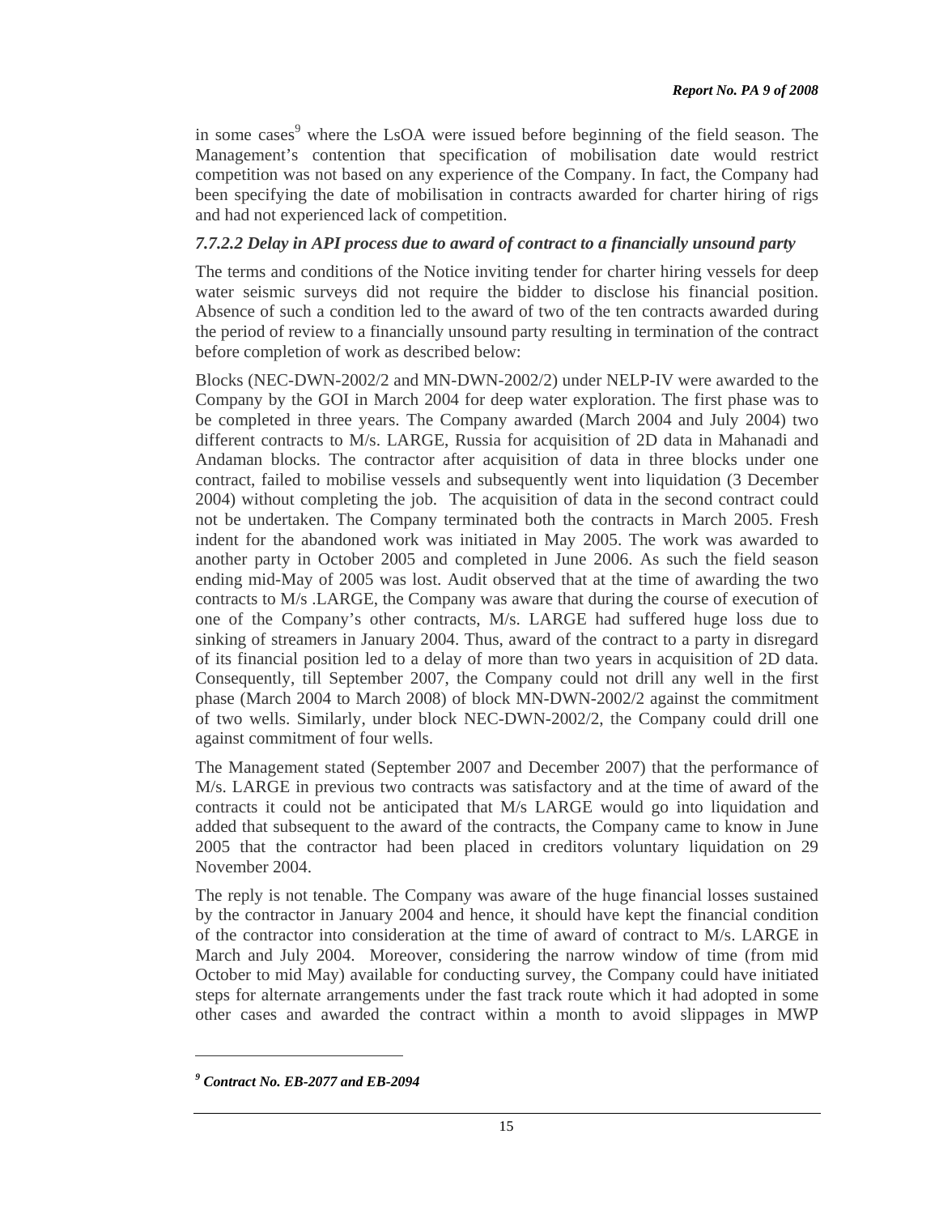in some cases[9] where the LsOA were issued before beginning of the field season. The Management's contention that specification of mobilisation date would restrict competition was not based on any experience of the Company. In fact, the Company had been specifying the date of mobilisation in contracts awarded for charter hiring of rigs and had not experienced lack of competition.

### *7.7.2.2 Delay in API process due to award of contract to a financially unsound party*

The terms and conditions of the Notice inviting tender for charter hiring vessels for deep water seismic surveys did not require the bidder to disclose his financial position. Absence of such a condition led to the award of two of the ten contracts awarded during the period of review to a financially unsound party resulting in termination of the contract before completion of work as described below:

Blocks (NEC-DWN-2002/2 and MN-DWN-2002/2) under NELP-IV were awarded to the Company by the GOI in March 2004 for deep water exploration. The first phase was to be completed in three years. The Company awarded (March 2004 and July 2004) two different contracts to M/s. LARGE, Russia for acquisition of 2D data in Mahanadi and Andaman blocks. The contractor after acquisition of data in three blocks under one contract, failed to mobilise vessels and subsequently went into liquidation (3 December 2004) without completing the job. The acquisition of data in the second contract could not be undertaken. The Company terminated both the contracts in March 2005. Fresh indent for the abandoned work was initiated in May 2005. The work was awarded to another party in October 2005 and completed in June 2006. As such the field season ending mid-May of 2005 was lost. Audit observed that at the time of awarding the two contracts to M/s .LARGE, the Company was aware that during the course of execution of one of the Company's other contracts, M/s. LARGE had suffered huge loss due to sinking of streamers in January 2004. Thus, award of the contract to a party in disregard of its financial position led to a delay of more than two years in acquisition of 2D data. Consequently, till September 2007, the Company could not drill any well in the first phase (March 2004 to March 2008) of block MN-DWN-2002/2 against the commitment of two wells. Similarly, under block NEC-DWN-2002/2, the Company could drill one against commitment of four wells.

The Management stated (September 2007 and December 2007) that the performance of M/s. LARGE in previous two contracts was satisfactory and at the time of award of the contracts it could not be anticipated that M/s LARGE would go into liquidation and added that subsequent to the award of the contracts, the Company came to know in June 2005 that the contractor had been placed in creditors voluntary liquidation on 29 November 2004.

The reply is not tenable. The Company was aware of the huge financial losses sustained by the contractor in January 2004 and hence, it should have kept the financial condition of the contractor into consideration at the time of award of contract to M/s. LARGE in March and July 2004. Moreover, considering the narrow window of time (from mid October to mid May) available for conducting survey, the Company could have initiated steps for alternate arrangements under the fast track route which it had adopted in some other cases and awarded the contract within a month to avoid slippages in MWP

---

[9] ***Contract No. EB-2077 and EB-2094***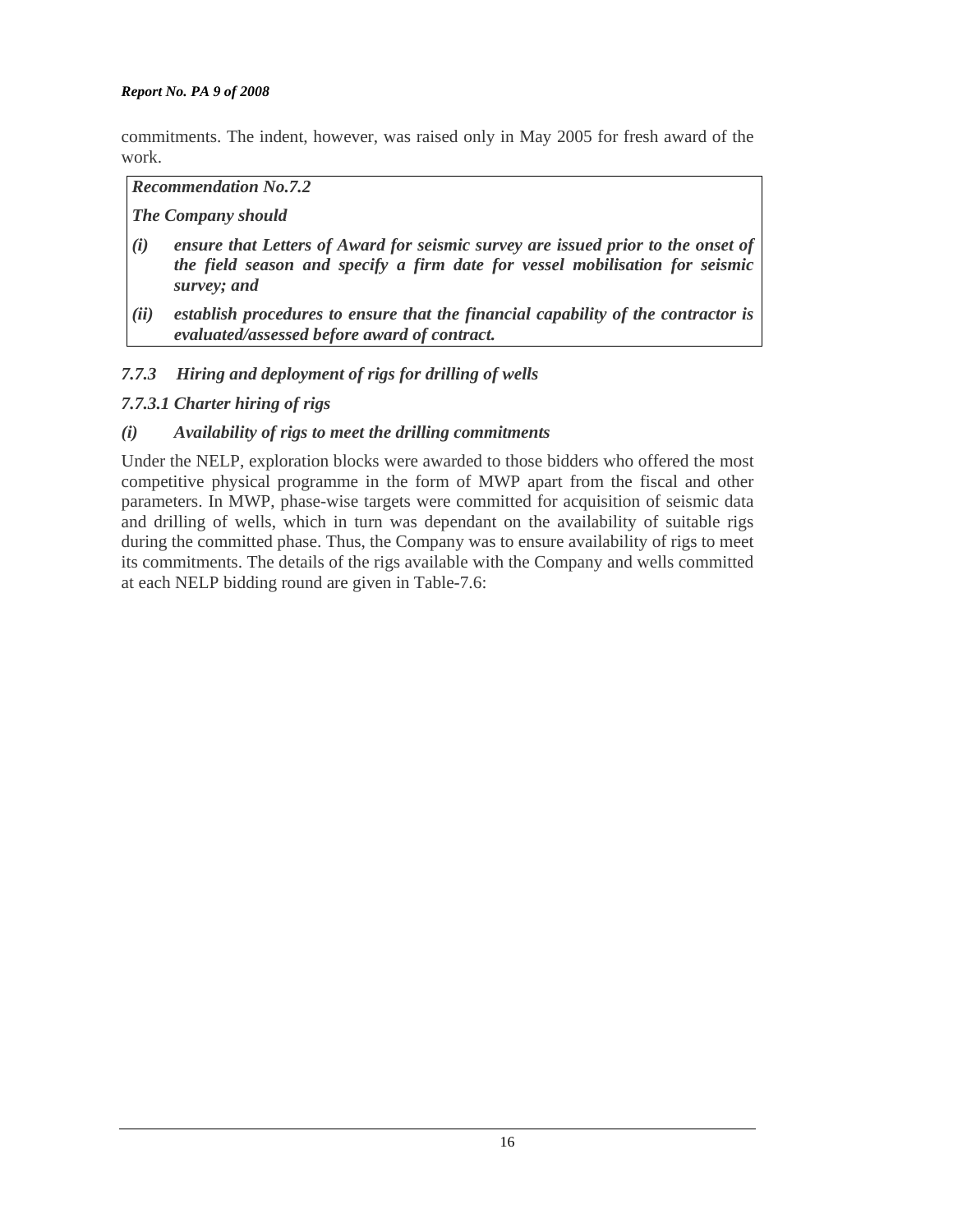commitments. The indent, however, was raised only in May 2005 for fresh award of the work.

> ***Recommendation No.7.2***
>
> ***The Company should***
>
> ***(i)*** ***ensure that Letters of Award for seismic survey are issued prior to the onset of the field season and specify a firm date for vessel mobilisation for seismic survey; and***
>
> ***(ii)*** ***establish procedures to ensure that the financial capability of the contractor is evaluated/assessed before award of contract.***

### *7.7.3 Hiring and deployment of rigs for drilling of wells*

#### *7.7.3.1 Charter hiring of rigs*

#### *(i) Availability of rigs to meet the drilling commitments*

Under the NELP, exploration blocks were awarded to those bidders who offered the most competitive physical programme in the form of MWP apart from the fiscal and other parameters. In MWP, phase-wise targets were committed for acquisition of seismic data and drilling of wells, which in turn was dependant on the availability of suitable rigs during the committed phase. Thus, the Company was to ensure availability of rigs to meet its commitments. The details of the rigs available with the Company and wells committed at each NELP bidding round are given in Table-7.6: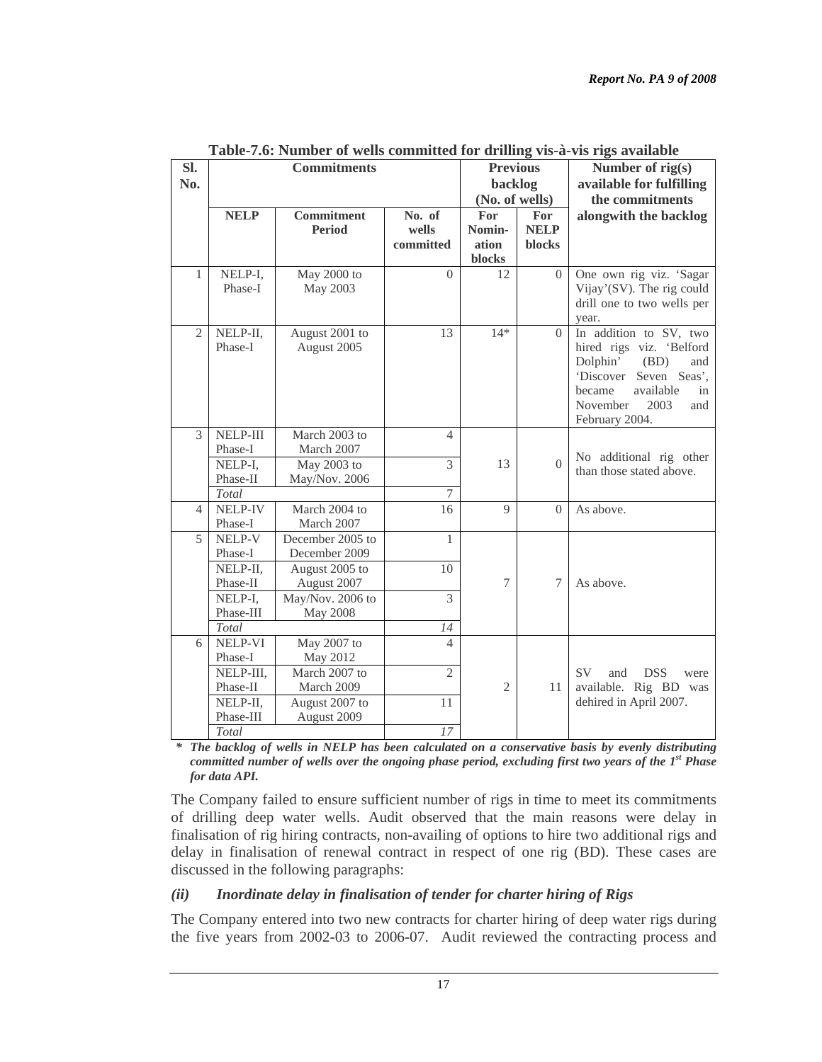**Table-7.6: Number of wells committed for drilling vis-à-vis rigs available**

| Sl. No. | Commitments | | | Previous backlog (No. of wells) | | Number of rig(s) available for fulfilling the commitments alongwith the backlog |
|---|---|---|---|---|---|---|
| | NELP | Commitment Period | No. of wells committed | For Nomin-ation blocks | For NELP blocks | |
| 1 | NELP-I, Phase-I | May 2000 to May 2003 | 0 | 12 | 0 | One own rig viz. 'Sagar Vijay'(SV). The rig could drill one to two wells per year. |
| 2 | NELP-II, Phase-I | August 2001 to August 2005 | 13 | 14* | 0 | In addition to SV, two hired rigs viz. 'Belford Dolphin' (BD) and 'Discover Seven Seas', became available in November 2003 and February 2004. |
| 3 | NELP-III Phase-I | March 2003 to March 2007 | 4 | 13 | 0 | No additional rig other than those stated above. |
| | NELP-I, Phase-II | May 2003 to May/Nov. 2006 | 3 | | | |
| | *Total* | | 7 | | | |
| 4 | NELP-IV Phase-I | March 2004 to March 2007 | 16 | 9 | 0 | As above. |
| 5 | NELP-V Phase-I | December 2005 to December 2009 | 1 | 7 | 7 | As above. |
| | NELP-II, Phase-II | August 2005 to August 2007 | 10 | | | |
| | NELP-I, Phase-III | May/Nov. 2006 to May 2008 | 3 | | | |
| | *Total* | | *14* | | | |
| 6 | NELP-VI Phase-I | May 2007 to May 2012 | 4 | 2 | 11 | SV and DSS were available. Rig BD was dehired in April 2007. |
| | NELP-III, Phase-II | March 2007 to March 2009 | 2 | | | |
| | NELP-II, Phase-III | August 2007 to August 2009 | 11 | | | |
| | *Total* | | *17* | | | |

***\* The backlog of wells in NELP has been calculated on a conservative basis by evenly distributing committed number of wells over the ongoing phase period, excluding first two years of the 1st Phase for data API.***

The Company failed to ensure sufficient number of rigs in time to meet its commitments of drilling deep water wells. Audit observed that the main reasons were delay in finalisation of rig hiring contracts, non-availing of options to hire two additional rigs and delay in finalisation of renewal contract in respect of one rig (BD). These cases are discussed in the following paragraphs:

### *(ii) Inordinate delay in finalisation of tender for charter hiring of Rigs*

The Company entered into two new contracts for charter hiring of deep water rigs during the five years from 2002-03 to 2006-07. Audit reviewed the contracting process and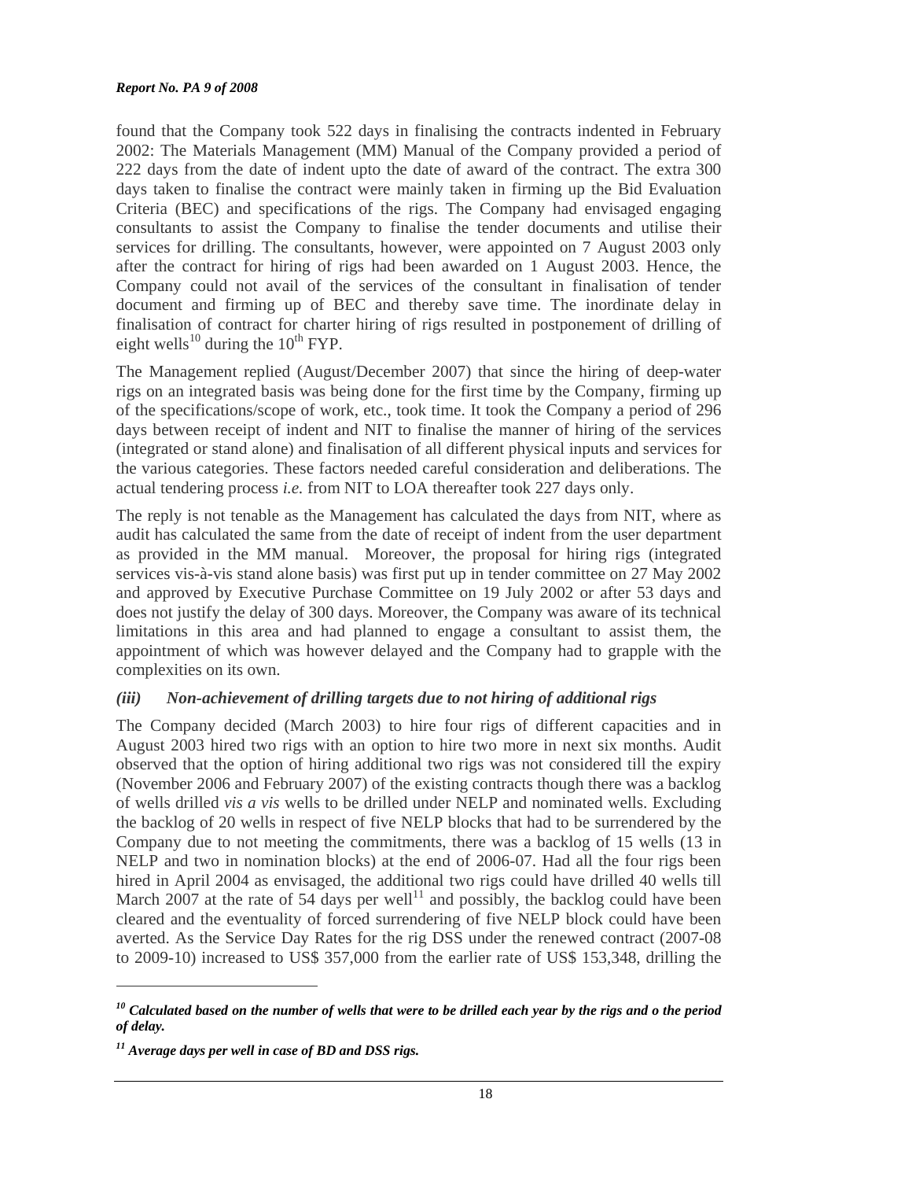found that the Company took 522 days in finalising the contracts indented in February 2002: The Materials Management (MM) Manual of the Company provided a period of 222 days from the date of indent upto the date of award of the contract. The extra 300 days taken to finalise the contract were mainly taken in firming up the Bid Evaluation Criteria (BEC) and specifications of the rigs. The Company had envisaged engaging consultants to assist the Company to finalise the tender documents and utilise their services for drilling. The consultants, however, were appointed on 7 August 2003 only after the contract for hiring of rigs had been awarded on 1 August 2003. Hence, the Company could not avail of the services of the consultant in finalisation of tender document and firming up of BEC and thereby save time. The inordinate delay in finalisation of contract for charter hiring of rigs resulted in postponement of drilling of eight wells[10] during the 10[th] FYP.

The Management replied (August/December 2007) that since the hiring of deep-water rigs on an integrated basis was being done for the first time by the Company, firming up of the specifications/scope of work, etc., took time. It took the Company a period of 296 days between receipt of indent and NIT to finalise the manner of hiring of the services (integrated or stand alone) and finalisation of all different physical inputs and services for the various categories. These factors needed careful consideration and deliberations. The actual tendering process *i.e.* from NIT to LOA thereafter took 227 days only.

The reply is not tenable as the Management has calculated the days from NIT, where as audit has calculated the same from the date of receipt of indent from the user department as provided in the MM manual. Moreover, the proposal for hiring rigs (integrated services vis-à-vis stand alone basis) was first put up in tender committee on 27 May 2002 and approved by Executive Purchase Committee on 19 July 2002 or after 53 days and does not justify the delay of 300 days. Moreover, the Company was aware of its technical limitations in this area and had planned to engage a consultant to assist them, the appointment of which was however delayed and the Company had to grapple with the complexities on its own.

### *(iii) Non-achievement of drilling targets due to not hiring of additional rigs*

The Company decided (March 2003) to hire four rigs of different capacities and in August 2003 hired two rigs with an option to hire two more in next six months. Audit observed that the option of hiring additional two rigs was not considered till the expiry (November 2006 and February 2007) of the existing contracts though there was a backlog of wells drilled *vis a vis* wells to be drilled under NELP and nominated wells. Excluding the backlog of 20 wells in respect of five NELP blocks that had to be surrendered by the Company due to not meeting the commitments, there was a backlog of 15 wells (13 in NELP and two in nomination blocks) at the end of 2006-07. Had all the four rigs been hired in April 2004 as envisaged, the additional two rigs could have drilled 40 wells till March 2007 at the rate of 54 days per well[11] and possibly, the backlog could have been cleared and the eventuality of forced surrendering of five NELP block could have been averted. As the Service Day Rates for the rig DSS under the renewed contract (2007-08 to 2009-10) increased to US$ 357,000 from the earlier rate of US$ 153,348, drilling the

---

***[10] Calculated based on the number of wells that were to be drilled each year by the rigs and o the period of delay.***

***[11] Average days per well in case of BD and DSS rigs.***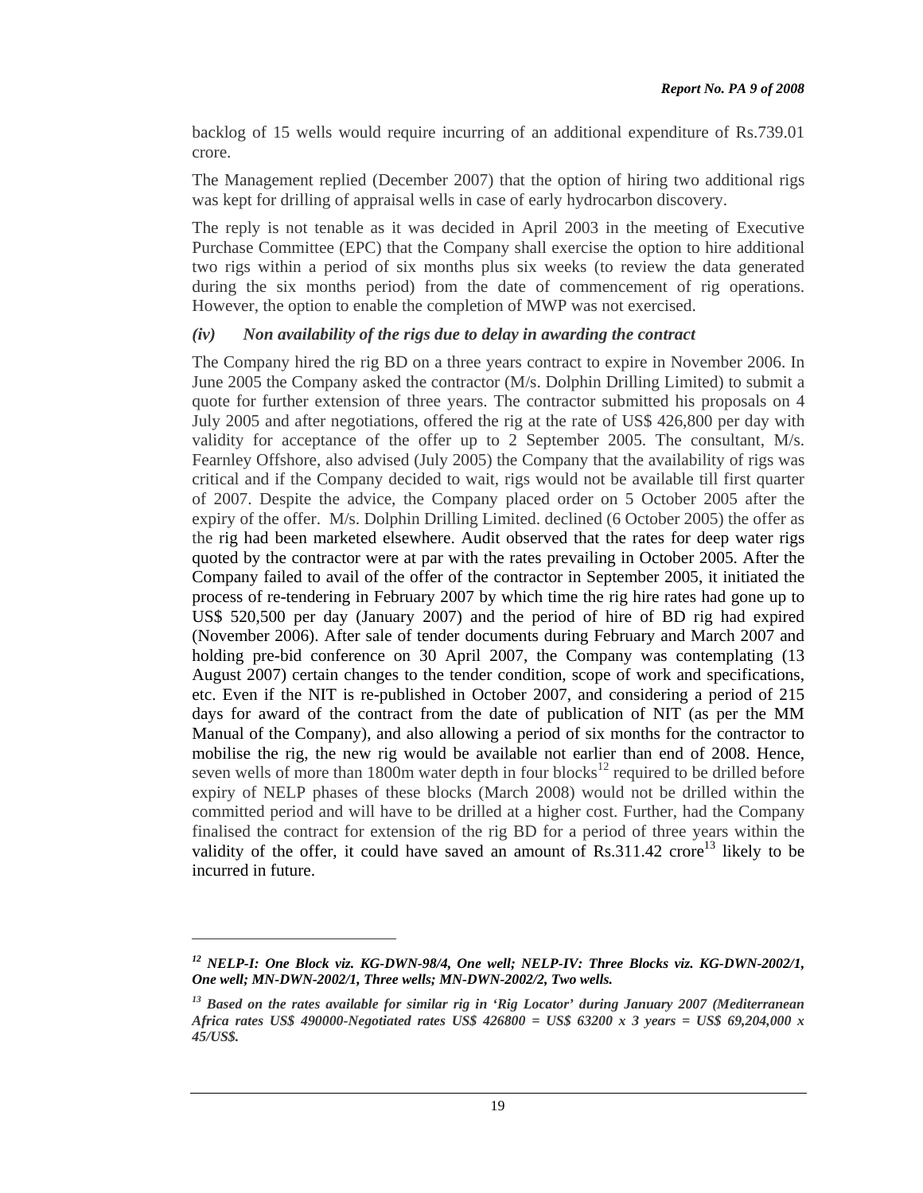backlog of 15 wells would require incurring of an additional expenditure of Rs.739.01 crore.

The Management replied (December 2007) that the option of hiring two additional rigs was kept for drilling of appraisal wells in case of early hydrocarbon discovery.

The reply is not tenable as it was decided in April 2003 in the meeting of Executive Purchase Committee (EPC) that the Company shall exercise the option to hire additional two rigs within a period of six months plus six weeks (to review the data generated during the six months period) from the date of commencement of rig operations. However, the option to enable the completion of MWP was not exercised.

### *(iv) Non availability of the rigs due to delay in awarding the contract*

The Company hired the rig BD on a three years contract to expire in November 2006. In June 2005 the Company asked the contractor (M/s. Dolphin Drilling Limited) to submit a quote for further extension of three years. The contractor submitted his proposals on 4 July 2005 and after negotiations, offered the rig at the rate of US$ 426,800 per day with validity for acceptance of the offer up to 2 September 2005. The consultant, M/s. Fearnley Offshore, also advised (July 2005) the Company that the availability of rigs was critical and if the Company decided to wait, rigs would not be available till first quarter of 2007. Despite the advice, the Company placed order on 5 October 2005 after the expiry of the offer. M/s. Dolphin Drilling Limited. declined (6 October 2005) the offer as the rig had been marketed elsewhere. Audit observed that the rates for deep water rigs quoted by the contractor were at par with the rates prevailing in October 2005. After the Company failed to avail of the offer of the contractor in September 2005, it initiated the process of re-tendering in February 2007 by which time the rig hire rates had gone up to US$ 520,500 per day (January 2007) and the period of hire of BD rig had expired (November 2006). After sale of tender documents during February and March 2007 and holding pre-bid conference on 30 April 2007, the Company was contemplating (13 August 2007) certain changes to the tender condition, scope of work and specifications, etc. Even if the NIT is re-published in October 2007, and considering a period of 215 days for award of the contract from the date of publication of NIT (as per the MM Manual of the Company), and also allowing a period of six months for the contractor to mobilise the rig, the new rig would be available not earlier than end of 2008. Hence, seven wells of more than 1800m water depth in four blocks[12] required to be drilled before expiry of NELP phases of these blocks (March 2008) would not be drilled within the committed period and will have to be drilled at a higher cost. Further, had the Company finalised the contract for extension of the rig BD for a period of three years within the validity of the offer, it could have saved an amount of Rs.311.42 crore[13] likely to be incurred in future.

---

[12] ***NELP-I: One Block viz. KG-DWN-98/4, One well; NELP-IV: Three Blocks viz. KG-DWN-2002/1, One well; MN-DWN-2002/1, Three wells; MN-DWN-2002/2, Two wells.***

[13] ***Based on the rates available for similar rig in 'Rig Locator' during January 2007 (Mediterranean Africa rates US$ 490000-Negotiated rates US$ 426800 = US$ 63200 x 3 years = US$ 69,204,000 x 45/US$.***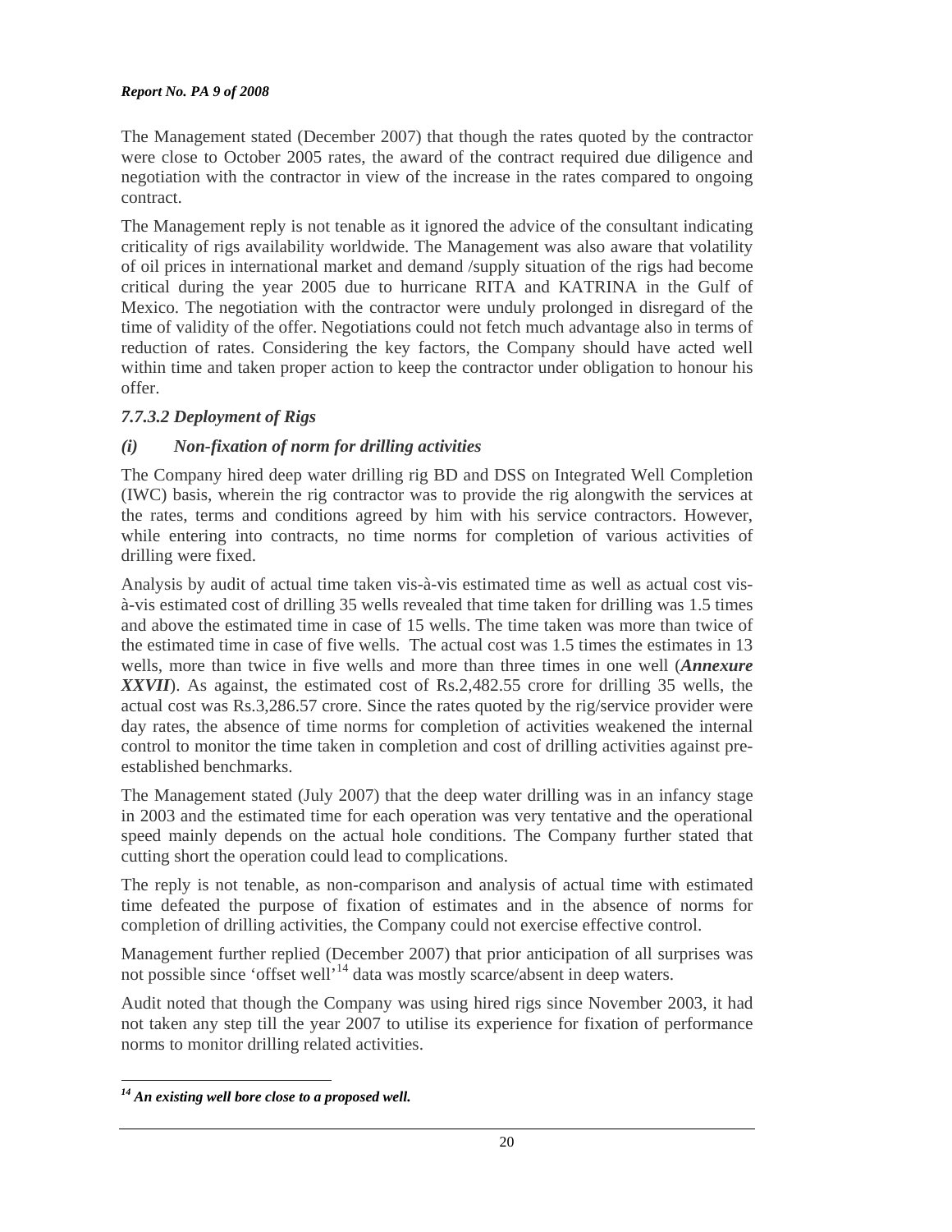The Management stated (December 2007) that though the rates quoted by the contractor were close to October 2005 rates, the award of the contract required due diligence and negotiation with the contractor in view of the increase in the rates compared to ongoing contract.

The Management reply is not tenable as it ignored the advice of the consultant indicating criticality of rigs availability worldwide. The Management was also aware that volatility of oil prices in international market and demand /supply situation of the rigs had become critical during the year 2005 due to hurricane RITA and KATRINA in the Gulf of Mexico. The negotiation with the contractor were unduly prolonged in disregard of the time of validity of the offer. Negotiations could not fetch much advantage also in terms of reduction of rates. Considering the key factors, the Company should have acted well within time and taken proper action to keep the contractor under obligation to honour his offer.

### *7.7.3.2 Deployment of Rigs*

#### *(i) Non-fixation of norm for drilling activities*

The Company hired deep water drilling rig BD and DSS on Integrated Well Completion (IWC) basis, wherein the rig contractor was to provide the rig alongwith the services at the rates, terms and conditions agreed by him with his service contractors. However, while entering into contracts, no time norms for completion of various activities of drilling were fixed.

Analysis by audit of actual time taken vis-à-vis estimated time as well as actual cost vis-à-vis estimated cost of drilling 35 wells revealed that time taken for drilling was 1.5 times and above the estimated time in case of 15 wells. The time taken was more than twice of the estimated time in case of five wells. The actual cost was 1.5 times the estimates in 13 wells, more than twice in five wells and more than three times in one well (***Annexure XXVII***). As against, the estimated cost of Rs.2,482.55 crore for drilling 35 wells, the actual cost was Rs.3,286.57 crore. Since the rates quoted by the rig/service provider were day rates, the absence of time norms for completion of activities weakened the internal control to monitor the time taken in completion and cost of drilling activities against pre-established benchmarks.

The Management stated (July 2007) that the deep water drilling was in an infancy stage in 2003 and the estimated time for each operation was very tentative and the operational speed mainly depends on the actual hole conditions. The Company further stated that cutting short the operation could lead to complications.

The reply is not tenable, as non-comparison and analysis of actual time with estimated time defeated the purpose of fixation of estimates and in the absence of norms for completion of drilling activities, the Company could not exercise effective control.

Management further replied (December 2007) that prior anticipation of all surprises was not possible since 'offset well'[14] data was mostly scarce/absent in deep waters.

Audit noted that though the Company was using hired rigs since November 2003, it had not taken any step till the year 2007 to utilise its experience for fixation of performance norms to monitor drilling related activities.

---

***[14] An existing well bore close to a proposed well.***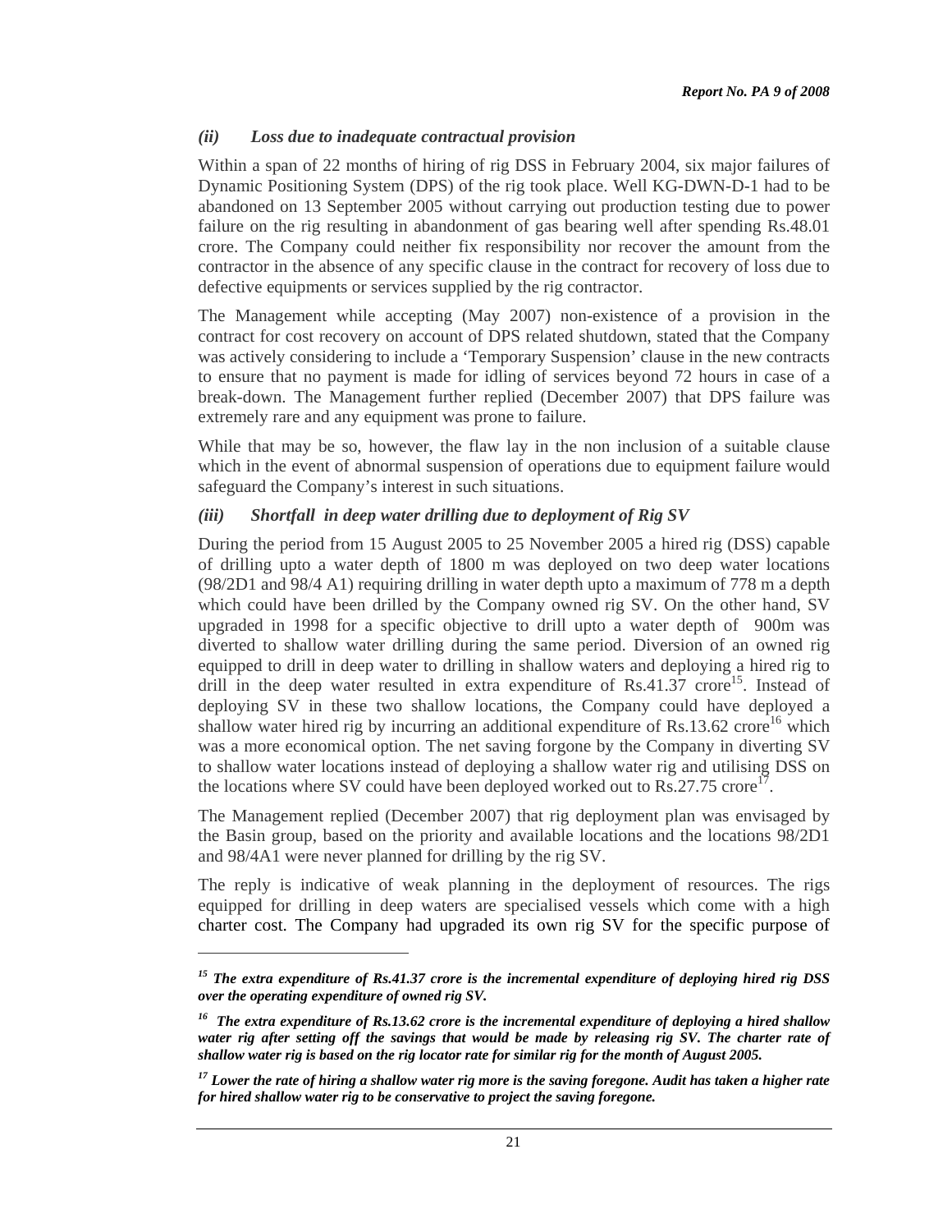### *(ii) Loss due to inadequate contractual provision*

Within a span of 22 months of hiring of rig DSS in February 2004, six major failures of Dynamic Positioning System (DPS) of the rig took place. Well KG-DWN-D-1 had to be abandoned on 13 September 2005 without carrying out production testing due to power failure on the rig resulting in abandonment of gas bearing well after spending Rs.48.01 crore. The Company could neither fix responsibility nor recover the amount from the contractor in the absence of any specific clause in the contract for recovery of loss due to defective equipments or services supplied by the rig contractor.

The Management while accepting (May 2007) non-existence of a provision in the contract for cost recovery on account of DPS related shutdown, stated that the Company was actively considering to include a 'Temporary Suspension' clause in the new contracts to ensure that no payment is made for idling of services beyond 72 hours in case of a break-down. The Management further replied (December 2007) that DPS failure was extremely rare and any equipment was prone to failure.

While that may be so, however, the flaw lay in the non inclusion of a suitable clause which in the event of abnormal suspension of operations due to equipment failure would safeguard the Company's interest in such situations.

### *(iii) Shortfall in deep water drilling due to deployment of Rig SV*

During the period from 15 August 2005 to 25 November 2005 a hired rig (DSS) capable of drilling upto a water depth of 1800 m was deployed on two deep water locations (98/2D1 and 98/4 A1) requiring drilling in water depth upto a maximum of 778 m a depth which could have been drilled by the Company owned rig SV. On the other hand, SV upgraded in 1998 for a specific objective to drill upto a water depth of 900m was diverted to shallow water drilling during the same period. Diversion of an owned rig equipped to drill in deep water to drilling in shallow waters and deploying a hired rig to drill in the deep water resulted in extra expenditure of Rs.41.37 crore[15]. Instead of deploying SV in these two shallow locations, the Company could have deployed a shallow water hired rig by incurring an additional expenditure of Rs.13.62 crore[16] which was a more economical option. The net saving forgone by the Company in diverting SV to shallow water locations instead of deploying a shallow water rig and utilising DSS on the locations where SV could have been deployed worked out to Rs.27.75 crore[17].

The Management replied (December 2007) that rig deployment plan was envisaged by the Basin group, based on the priority and available locations and the locations 98/2D1 and 98/4A1 were never planned for drilling by the rig SV.

The reply is indicative of weak planning in the deployment of resources. The rigs equipped for drilling in deep waters are specialised vessels which come with a high charter cost. The Company had upgraded its own rig SV for the specific purpose of

---

***[15] The extra expenditure of Rs.41.37 crore is the incremental expenditure of deploying hired rig DSS over the operating expenditure of owned rig SV.***

***[16] The extra expenditure of Rs.13.62 crore is the incremental expenditure of deploying a hired shallow water rig after setting off the savings that would be made by releasing rig SV. The charter rate of shallow water rig is based on the rig locator rate for similar rig for the month of August 2005.***

***[17] Lower the rate of hiring a shallow water rig more is the saving foregone. Audit has taken a higher rate for hired shallow water rig to be conservative to project the saving foregone.***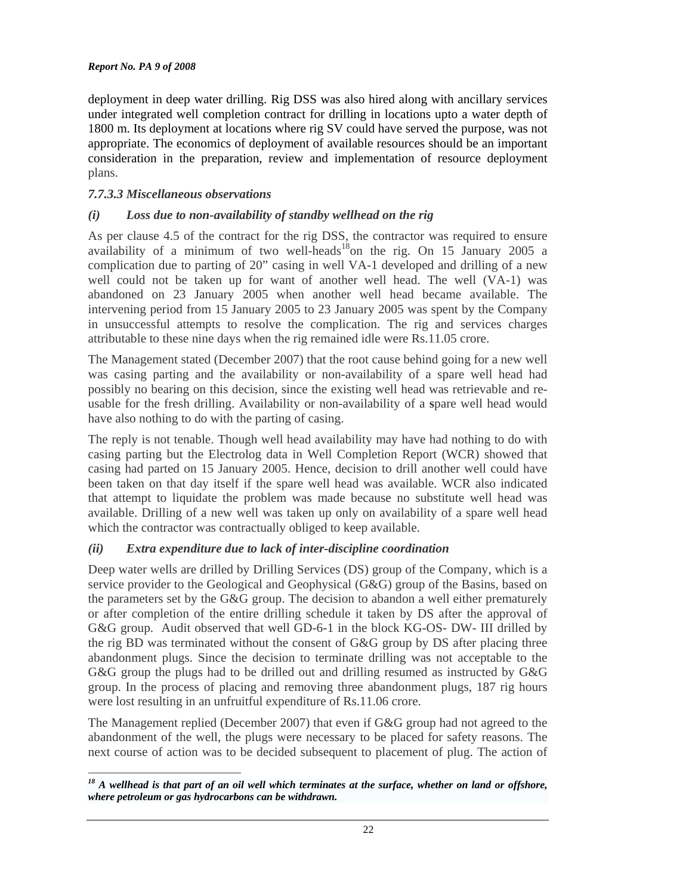deployment in deep water drilling. Rig DSS was also hired along with ancillary services under integrated well completion contract for drilling in locations upto a water depth of 1800 m. Its deployment at locations where rig SV could have served the purpose, was not appropriate. The economics of deployment of available resources should be an important consideration in the preparation, review and implementation of resource deployment plans.

#### *7.7.3.3 Miscellaneous observations*

#### *(i) Loss due to non-availability of standby wellhead on the rig*

As per clause 4.5 of the contract for the rig DSS, the contractor was required to ensure availability of a minimum of two well-heads[18] on the rig. On 15 January 2005 a complication due to parting of 20" casing in well VA-1 developed and drilling of a new well could not be taken up for want of another well head. The well (VA-1) was abandoned on 23 January 2005 when another well head became available. The intervening period from 15 January 2005 to 23 January 2005 was spent by the Company in unsuccessful attempts to resolve the complication. The rig and services charges attributable to these nine days when the rig remained idle were Rs.11.05 crore.

The Management stated (December 2007) that the root cause behind going for a new well was casing parting and the availability or non-availability of a spare well head had possibly no bearing on this decision, since the existing well head was retrievable and re-usable for the fresh drilling. Availability or non-availability of a **s**pare well head would have also nothing to do with the parting of casing.

The reply is not tenable. Though well head availability may have had nothing to do with casing parting but the Electrolog data in Well Completion Report (WCR) showed that casing had parted on 15 January 2005. Hence, decision to drill another well could have been taken on that day itself if the spare well head was available. WCR also indicated that attempt to liquidate the problem was made because no substitute well head was available. Drilling of a new well was taken up only on availability of a spare well head which the contractor was contractually obliged to keep available.

#### *(ii) Extra expenditure due to lack of inter-discipline coordination*

Deep water wells are drilled by Drilling Services (DS) group of the Company, which is a service provider to the Geological and Geophysical (G&G) group of the Basins, based on the parameters set by the G&G group. The decision to abandon a well either prematurely or after completion of the entire drilling schedule it taken by DS after the approval of G&G group. Audit observed that well GD-6-1 in the block KG-OS- DW- III drilled by the rig BD was terminated without the consent of G&G group by DS after placing three abandonment plugs. Since the decision to terminate drilling was not acceptable to the G&G group the plugs had to be drilled out and drilling resumed as instructed by G&G group. In the process of placing and removing three abandonment plugs, 187 rig hours were lost resulting in an unfruitful expenditure of Rs.11.06 crore.

The Management replied (December 2007) that even if G&G group had not agreed to the abandonment of the well, the plugs were necessary to be placed for safety reasons. The next course of action was to be decided subsequent to placement of plug. The action of

---

***[18] A wellhead is that part of an oil well which terminates at the surface, whether on land or offshore, where petroleum or gas hydrocarbons can be withdrawn.***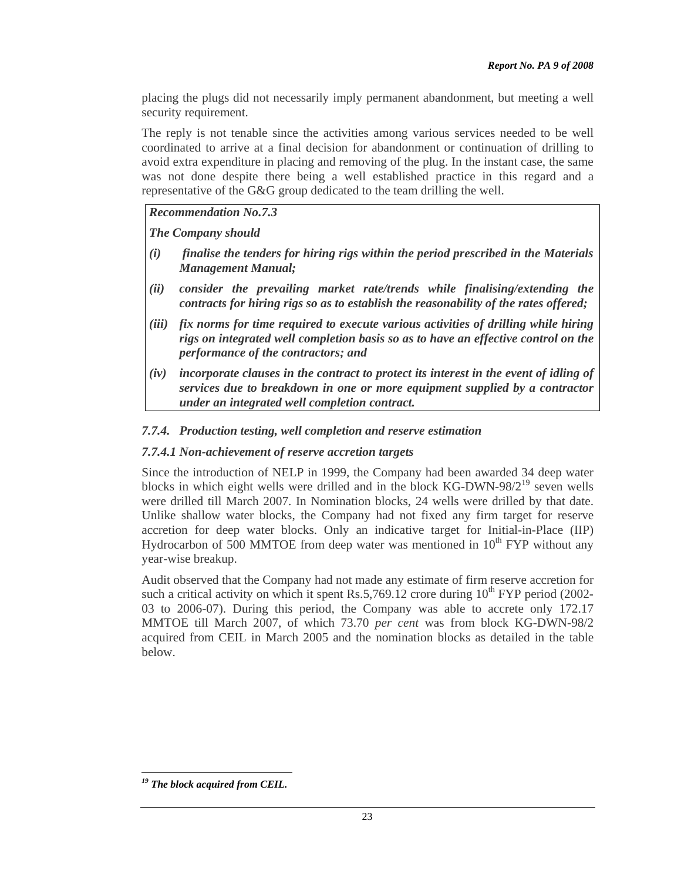placing the plugs did not necessarily imply permanent abandonment, but meeting a well security requirement.

The reply is not tenable since the activities among various services needed to be well coordinated to arrive at a final decision for abandonment or continuation of drilling to avoid extra expenditure in placing and removing of the plug. In the instant case, the same was not done despite there being a well established practice in this regard and a representative of the G&G group dedicated to the team drilling the well.

> ***Recommendation No.7.3***
>
> ***The Company should***
>
> ***(i) finalise the tenders for hiring rigs within the period prescribed in the Materials Management Manual;***
>
> ***(ii) consider the prevailing market rate/trends while finalising/extending the contracts for hiring rigs so as to establish the reasonability of the rates offered;***
>
> ***(iii) fix norms for time required to execute various activities of drilling while hiring rigs on integrated well completion basis so as to have an effective control on the performance of the contractors; and***
>
> ***(iv) incorporate clauses in the contract to protect its interest in the event of idling of services due to breakdown in one or more equipment supplied by a contractor under an integrated well completion contract.***

### *7.7.4. Production testing, well completion and reserve estimation*

#### *7.7.4.1 Non-achievement of reserve accretion targets*

Since the introduction of NELP in 1999, the Company had been awarded 34 deep water blocks in which eight wells were drilled and in the block KG-DWN-98/2[19] seven wells were drilled till March 2007. In Nomination blocks, 24 wells were drilled by that date. Unlike shallow water blocks, the Company had not fixed any firm target for reserve accretion for deep water blocks. Only an indicative target for Initial-in-Place (IIP) Hydrocarbon of 500 MMTOE from deep water was mentioned in 10th FYP without any year-wise breakup.

Audit observed that the Company had not made any estimate of firm reserve accretion for such a critical activity on which it spent Rs.5,769.12 crore during 10th FYP period (2002-03 to 2006-07). During this period, the Company was able to accrete only 172.17 MMTOE till March 2007, of which 73.70 *per cent* was from block KG-DWN-98/2 acquired from CEIL in March 2005 and the nomination blocks as detailed in the table below.

---

*[19] The block acquired from CEIL.*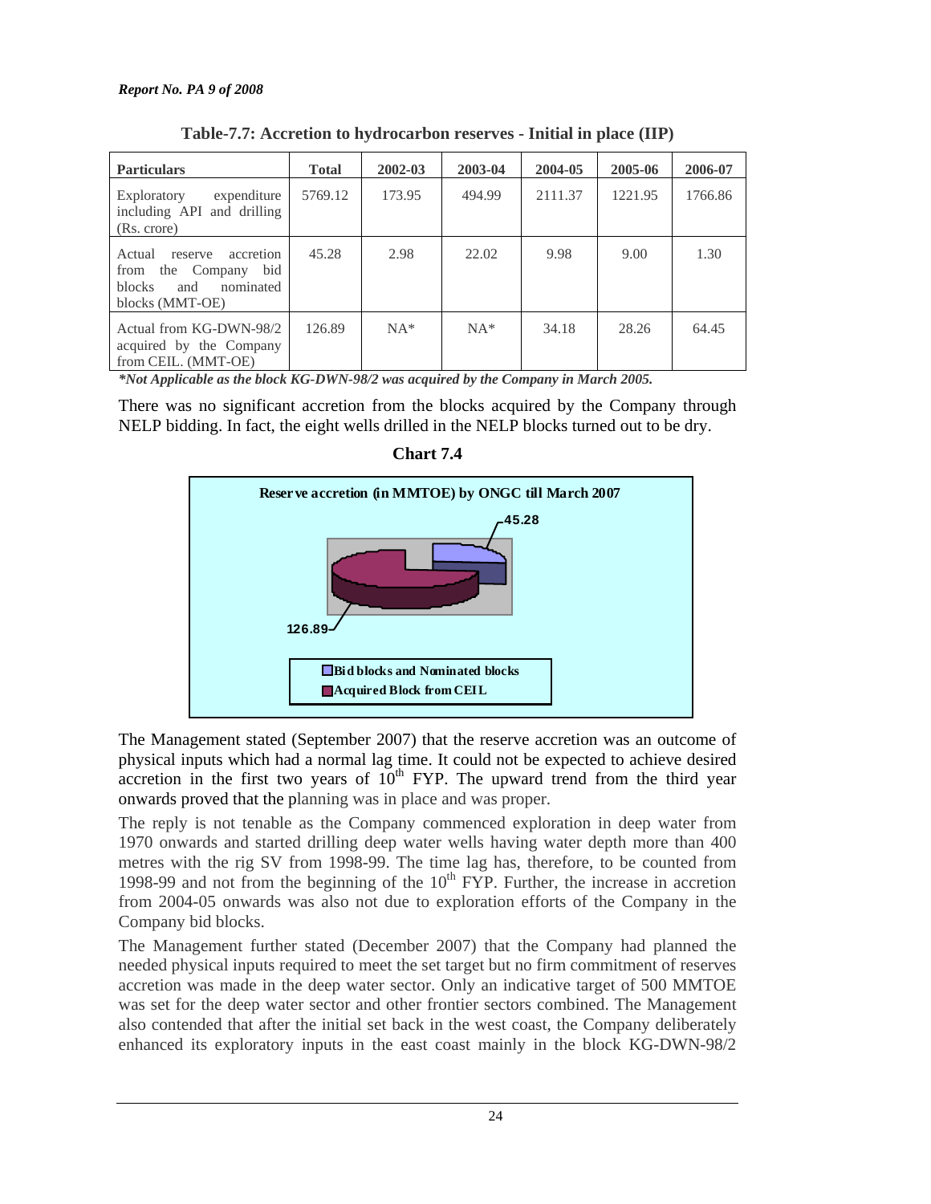**Table-7.7: Accretion to hydrocarbon reserves - Initial in place (IIP)**

| Particulars | Total | 2002-03 | 2003-04 | 2004-05 | 2005-06 | 2006-07 |
|---|---|---|---|---|---|---|
| Exploratory expenditure including API and drilling (Rs. crore) | 5769.12 | 173.95 | 494.99 | 2111.37 | 1221.95 | 1766.86 |
| Actual reserve accretion from the Company bid blocks and nominated blocks (MMT-OE) | 45.28 | 2.98 | 22.02 | 9.98 | 9.00 | 1.30 |
| Actual from KG-DWN-98/2 acquired by the Company from CEIL. (MMT-OE) | 126.89 | NA* | NA* | 34.18 | 28.26 | 64.45 |

***Not Applicable as the block KG-DWN-98/2 was acquired by the Company in March 2005.***

There was no significant accretion from the blocks acquired by the Company through NELP bidding. In fact, the eight wells drilled in the NELP blocks turned out to be dry.

**Chart 7.4**

Reserve accretion (in MMTOE) by ONGC till March 2007

- Bid blocks and Nominated blocks: 45.28
- Acquired Block from CEIL: 126.89

The Management stated (September 2007) that the reserve accretion was an outcome of physical inputs which had a normal lag time. It could not be expected to achieve desired accretion in the first two years of 10th FYP. The upward trend from the third year onwards proved that the planning was in place and was proper.

The reply is not tenable as the Company commenced exploration in deep water from 1970 onwards and started drilling deep water wells having water depth more than 400 metres with the rig SV from 1998-99. The time lag has, therefore, to be counted from 1998-99 and not from the beginning of the 10th FYP. Further, the increase in accretion from 2004-05 onwards was also not due to exploration efforts of the Company in the Company bid blocks.

The Management further stated (December 2007) that the Company had planned the needed physical inputs required to meet the set target but no firm commitment of reserves accretion was made in the deep water sector. Only an indicative target of 500 MMTOE was set for the deep water sector and other frontier sectors combined. The Management also contended that after the initial set back in the west coast, the Company deliberately enhanced its exploratory inputs in the east coast mainly in the block KG-DWN-98/2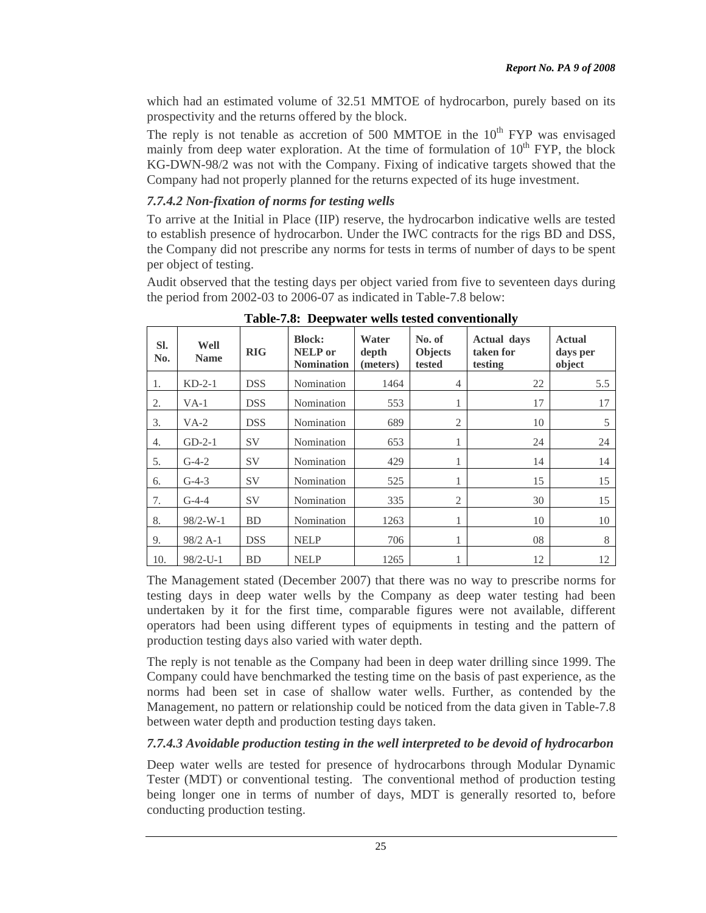which had an estimated volume of 32.51 MMTOE of hydrocarbon, purely based on its prospectivity and the returns offered by the block.

The reply is not tenable as accretion of 500 MMTOE in the 10th FYP was envisaged mainly from deep water exploration. At the time of formulation of 10th FYP, the block KG-DWN-98/2 was not with the Company. Fixing of indicative targets showed that the Company had not properly planned for the returns expected of its huge investment.

### *7.7.4.2 Non-fixation of norms for testing wells*

To arrive at the Initial in Place (IIP) reserve, the hydrocarbon indicative wells are tested to establish presence of hydrocarbon. Under the IWC contracts for the rigs BD and DSS, the Company did not prescribe any norms for tests in terms of number of days to be spent per object of testing.

Audit observed that the testing days per object varied from five to seventeen days during the period from 2002-03 to 2006-07 as indicated in Table-7.8 below:

**Table-7.8: Deepwater wells tested conventionally**

| Sl. No. | Well Name | RIG | Block: NELP or Nomination | Water depth (meters) | No. of Objects tested | Actual days taken for testing | Actual days per object |
|---|---|---|---|---|---|---|---|
| 1. | KD-2-1 | DSS | Nomination | 1464 | 4 | 22 | 5.5 |
| 2. | VA-1 | DSS | Nomination | 553 | 1 | 17 | 17 |
| 3. | VA-2 | DSS | Nomination | 689 | 2 | 10 | 5 |
| 4. | GD-2-1 | SV | Nomination | 653 | 1 | 24 | 24 |
| 5. | G-4-2 | SV | Nomination | 429 | 1 | 14 | 14 |
| 6. | G-4-3 | SV | Nomination | 525 | 1 | 15 | 15 |
| 7. | G-4-4 | SV | Nomination | 335 | 2 | 30 | 15 |
| 8. | 98/2-W-1 | BD | Nomination | 1263 | 1 | 10 | 10 |
| 9. | 98/2 A-1 | DSS | NELP | 706 | 1 | 08 | 8 |
| 10. | 98/2-U-1 | BD | NELP | 1265 | 1 | 12 | 12 |

The Management stated (December 2007) that there was no way to prescribe norms for testing days in deep water wells by the Company as deep water testing had been undertaken by it for the first time, comparable figures were not available, different operators had been using different types of equipments in testing and the pattern of production testing days also varied with water depth.

The reply is not tenable as the Company had been in deep water drilling since 1999. The Company could have benchmarked the testing time on the basis of past experience, as the norms had been set in case of shallow water wells. Further, as contended by the Management, no pattern or relationship could be noticed from the data given in Table-7.8 between water depth and production testing days taken.

### *7.7.4.3 Avoidable production testing in the well interpreted to be devoid of hydrocarbon*

Deep water wells are tested for presence of hydrocarbons through Modular Dynamic Tester (MDT) or conventional testing. The conventional method of production testing being longer one in terms of number of days, MDT is generally resorted to, before conducting production testing.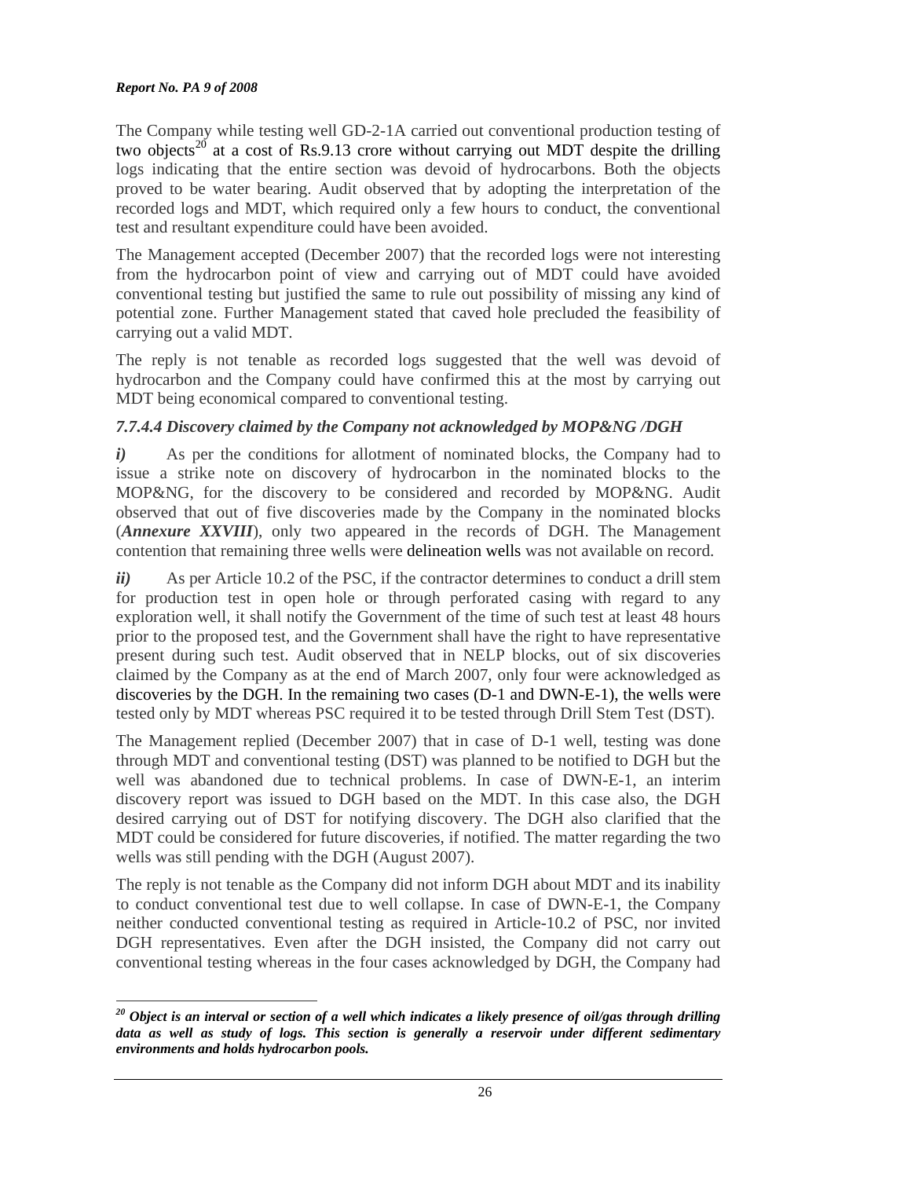The Company while testing well GD-2-1A carried out conventional production testing of two objects[20] at a cost of Rs.9.13 crore without carrying out MDT despite the drilling logs indicating that the entire section was devoid of hydrocarbons. Both the objects proved to be water bearing. Audit observed that by adopting the interpretation of the recorded logs and MDT, which required only a few hours to conduct, the conventional test and resultant expenditure could have been avoided.

The Management accepted (December 2007) that the recorded logs were not interesting from the hydrocarbon point of view and carrying out of MDT could have avoided conventional testing but justified the same to rule out possibility of missing any kind of potential zone. Further Management stated that caved hole precluded the feasibility of carrying out a valid MDT.

The reply is not tenable as recorded logs suggested that the well was devoid of hydrocarbon and the Company could have confirmed this at the most by carrying out MDT being economical compared to conventional testing.

#### *7.7.4.4 Discovery claimed by the Company not acknowledged by MOP&NG /DGH*

***i)*** As per the conditions for allotment of nominated blocks, the Company had to issue a strike note on discovery of hydrocarbon in the nominated blocks to the MOP&NG, for the discovery to be considered and recorded by MOP&NG. Audit observed that out of five discoveries made by the Company in the nominated blocks (***Annexure XXVIII***), only two appeared in the records of DGH. The Management contention that remaining three wells were delineation wells was not available on record.

***ii)*** As per Article 10.2 of the PSC, if the contractor determines to conduct a drill stem for production test in open hole or through perforated casing with regard to any exploration well, it shall notify the Government of the time of such test at least 48 hours prior to the proposed test, and the Government shall have the right to have representative present during such test. Audit observed that in NELP blocks, out of six discoveries claimed by the Company as at the end of March 2007, only four were acknowledged as discoveries by the DGH. In the remaining two cases (D-1 and DWN-E-1), the wells were tested only by MDT whereas PSC required it to be tested through Drill Stem Test (DST).

The Management replied (December 2007) that in case of D-1 well, testing was done through MDT and conventional testing (DST) was planned to be notified to DGH but the well was abandoned due to technical problems. In case of DWN-E-1, an interim discovery report was issued to DGH based on the MDT. In this case also, the DGH desired carrying out of DST for notifying discovery. The DGH also clarified that the MDT could be considered for future discoveries, if notified. The matter regarding the two wells was still pending with the DGH (August 2007).

The reply is not tenable as the Company did not inform DGH about MDT and its inability to conduct conventional test due to well collapse. In case of DWN-E-1, the Company neither conducted conventional testing as required in Article-10.2 of PSC, nor invited DGH representatives. Even after the DGH insisted, the Company did not carry out conventional testing whereas in the four cases acknowledged by DGH, the Company had

---

[20] ***Object is an interval or section of a well which indicates a likely presence of oil/gas through drilling data as well as study of logs. This section is generally a reservoir under different sedimentary environments and holds hydrocarbon pools.***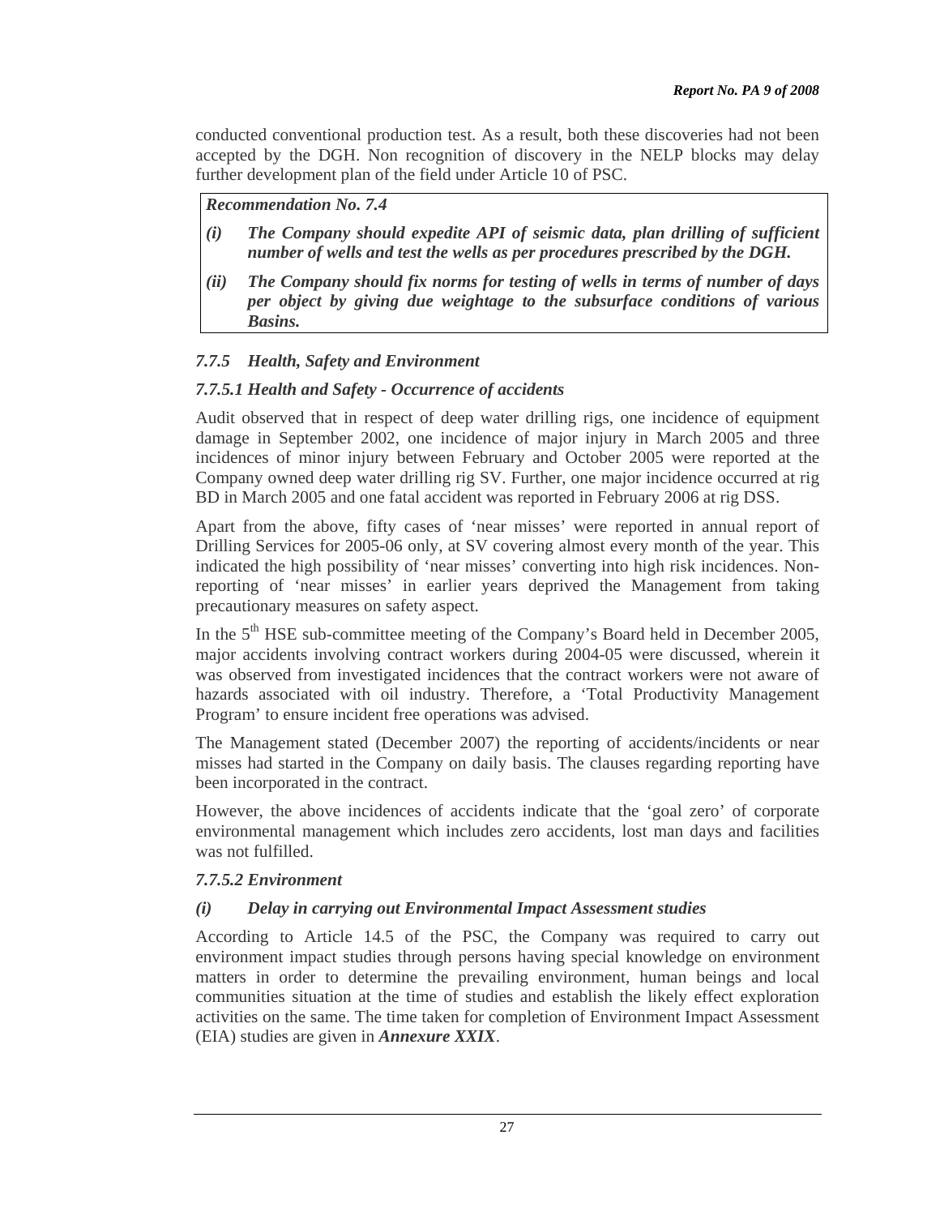conducted conventional production test. As a result, both these discoveries had not been accepted by the DGH. Non recognition of discovery in the NELP blocks may delay further development plan of the field under Article 10 of PSC.

> ***Recommendation No. 7.4***
>
> ***(i) The Company should expedite API of seismic data, plan drilling of sufficient number of wells and test the wells as per procedures prescribed by the DGH.***
>
> ***(ii) The Company should fix norms for testing of wells in terms of number of days per object by giving due weightage to the subsurface conditions of various Basins.***

### *7.7.5 Health, Safety and Environment*

#### *7.7.5.1 Health and Safety - Occurrence of accidents*

Audit observed that in respect of deep water drilling rigs, one incidence of equipment damage in September 2002, one incidence of major injury in March 2005 and three incidences of minor injury between February and October 2005 were reported at the Company owned deep water drilling rig SV. Further, one major incidence occurred at rig BD in March 2005 and one fatal accident was reported in February 2006 at rig DSS.

Apart from the above, fifty cases of 'near misses' were reported in annual report of Drilling Services for 2005-06 only, at SV covering almost every month of the year. This indicated the high possibility of 'near misses' converting into high risk incidences. Non-reporting of 'near misses' in earlier years deprived the Management from taking precautionary measures on safety aspect.

In the 5th HSE sub-committee meeting of the Company's Board held in December 2005, major accidents involving contract workers during 2004-05 were discussed, wherein it was observed from investigated incidences that the contract workers were not aware of hazards associated with oil industry. Therefore, a 'Total Productivity Management Program' to ensure incident free operations was advised.

The Management stated (December 2007) the reporting of accidents/incidents or near misses had started in the Company on daily basis. The clauses regarding reporting have been incorporated in the contract.

However, the above incidences of accidents indicate that the 'goal zero' of corporate environmental management which includes zero accidents, lost man days and facilities was not fulfilled.

#### *7.7.5.2 Environment*

##### *(i) Delay in carrying out Environmental Impact Assessment studies*

According to Article 14.5 of the PSC, the Company was required to carry out environment impact studies through persons having special knowledge on environment matters in order to determine the prevailing environment, human beings and local communities situation at the time of studies and establish the likely effect exploration activities on the same. The time taken for completion of Environment Impact Assessment (EIA) studies are given in ***Annexure XXIX***.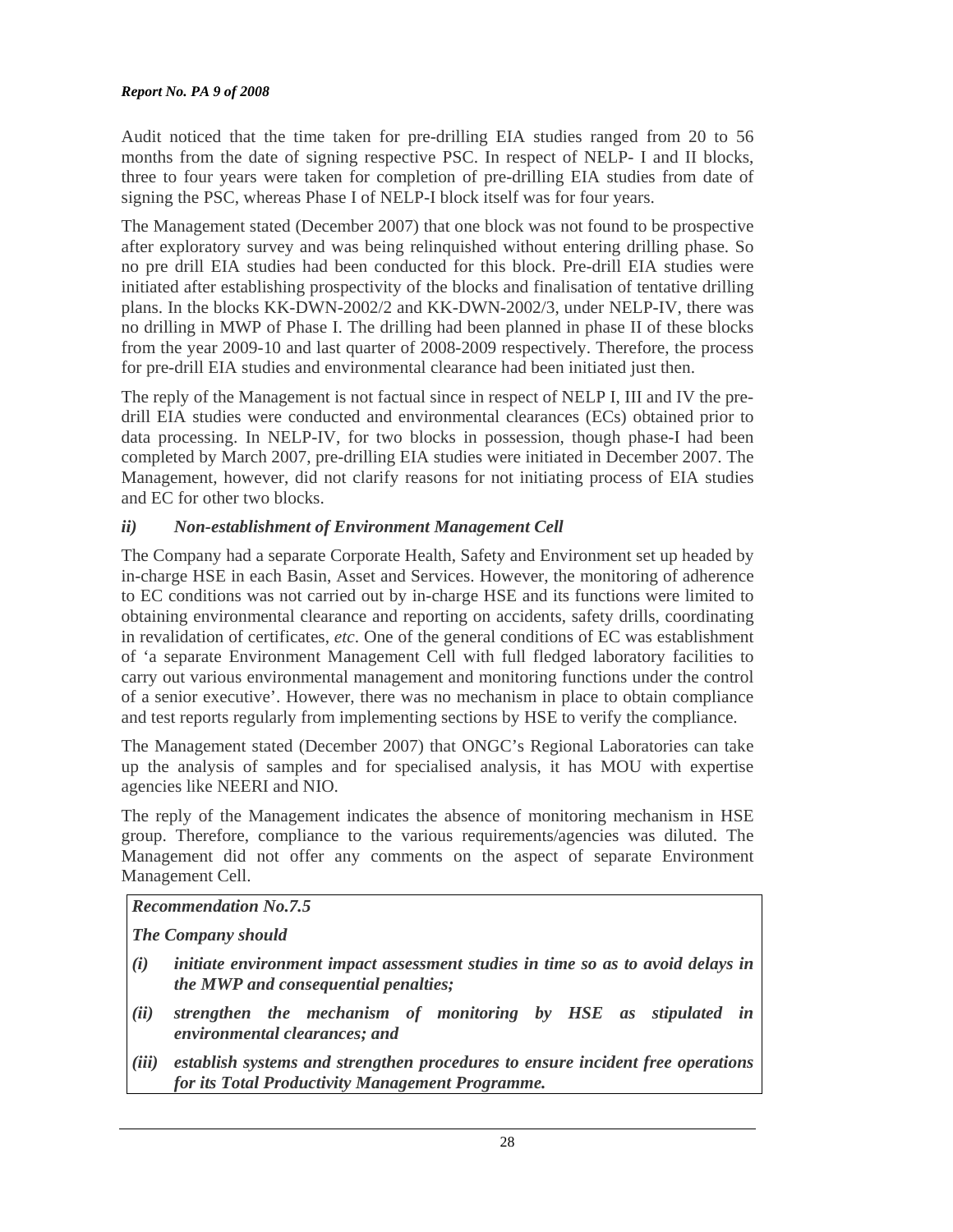Audit noticed that the time taken for pre-drilling EIA studies ranged from 20 to 56 months from the date of signing respective PSC. In respect of NELP- I and II blocks, three to four years were taken for completion of pre-drilling EIA studies from date of signing the PSC, whereas Phase I of NELP-I block itself was for four years.

The Management stated (December 2007) that one block was not found to be prospective after exploratory survey and was being relinquished without entering drilling phase. So no pre drill EIA studies had been conducted for this block. Pre-drill EIA studies were initiated after establishing prospectivity of the blocks and finalisation of tentative drilling plans. In the blocks KK-DWN-2002/2 and KK-DWN-2002/3, under NELP-IV, there was no drilling in MWP of Phase I. The drilling had been planned in phase II of these blocks from the year 2009-10 and last quarter of 2008-2009 respectively. Therefore, the process for pre-drill EIA studies and environmental clearance had been initiated just then.

The reply of the Management is not factual since in respect of NELP I, III and IV the pre-drill EIA studies were conducted and environmental clearances (ECs) obtained prior to data processing. In NELP-IV, for two blocks in possession, though phase-I had been completed by March 2007, pre-drilling EIA studies were initiated in December 2007. The Management, however, did not clarify reasons for not initiating process of EIA studies and EC for other two blocks.

### *ii) Non-establishment of Environment Management Cell*

The Company had a separate Corporate Health, Safety and Environment set up headed by in-charge HSE in each Basin, Asset and Services. However, the monitoring of adherence to EC conditions was not carried out by in-charge HSE and its functions were limited to obtaining environmental clearance and reporting on accidents, safety drills, coordinating in revalidation of certificates, *etc*. One of the general conditions of EC was establishment of 'a separate Environment Management Cell with full fledged laboratory facilities to carry out various environmental management and monitoring functions under the control of a senior executive'. However, there was no mechanism in place to obtain compliance and test reports regularly from implementing sections by HSE to verify the compliance.

The Management stated (December 2007) that ONGC's Regional Laboratories can take up the analysis of samples and for specialised analysis, it has MOU with expertise agencies like NEERI and NIO.

The reply of the Management indicates the absence of monitoring mechanism in HSE group. Therefore, compliance to the various requirements/agencies was diluted. The Management did not offer any comments on the aspect of separate Environment Management Cell.

***Recommendation No.7.5***

***The Company should***

- ***(i) initiate environment impact assessment studies in time so as to avoid delays in the MWP and consequential penalties;***
- ***(ii) strengthen the mechanism of monitoring by HSE as stipulated in environmental clearances; and***
- ***(iii) establish systems and strengthen procedures to ensure incident free operations for its Total Productivity Management Programme.***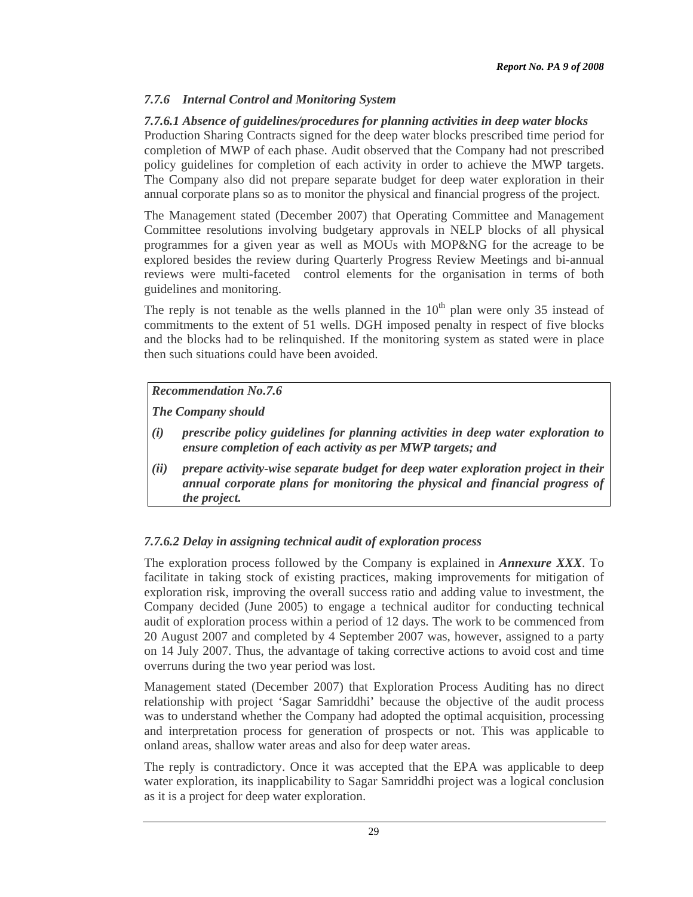### *7.7.6 Internal Control and Monitoring System*

#### *7.7.6.1 Absence of guidelines/procedures for planning activities in deep water blocks*

Production Sharing Contracts signed for the deep water blocks prescribed time period for completion of MWP of each phase. Audit observed that the Company had not prescribed policy guidelines for completion of each activity in order to achieve the MWP targets. The Company also did not prepare separate budget for deep water exploration in their annual corporate plans so as to monitor the physical and financial progress of the project.

The Management stated (December 2007) that Operating Committee and Management Committee resolutions involving budgetary approvals in NELP blocks of all physical programmes for a given year as well as MOUs with MOP&NG for the acreage to be explored besides the review during Quarterly Progress Review Meetings and bi-annual reviews were multi-faceted control elements for the organisation in terms of both guidelines and monitoring.

The reply is not tenable as the wells planned in the $10^{th}$ plan were only 35 instead of commitments to the extent of 51 wells. DGH imposed penalty in respect of five blocks and the blocks had to be relinquished. If the monitoring system as stated were in place then such situations could have been avoided.

> ***Recommendation No.7.6***
>
> ***The Company should***
>
> ***(i)*** ***prescribe policy guidelines for planning activities in deep water exploration to ensure completion of each activity as per MWP targets; and***
>
> ***(ii)*** ***prepare activity-wise separate budget for deep water exploration project in their annual corporate plans for monitoring the physical and financial progress of the project.***

#### *7.7.6.2 Delay in assigning technical audit of exploration process*

The exploration process followed by the Company is explained in ***Annexure XXX***. To facilitate in taking stock of existing practices, making improvements for mitigation of exploration risk, improving the overall success ratio and adding value to investment, the Company decided (June 2005) to engage a technical auditor for conducting technical audit of exploration process within a period of 12 days. The work to be commenced from 20 August 2007 and completed by 4 September 2007 was, however, assigned to a party on 14 July 2007. Thus, the advantage of taking corrective actions to avoid cost and time overruns during the two year period was lost.

Management stated (December 2007) that Exploration Process Auditing has no direct relationship with project 'Sagar Samriddhi' because the objective of the audit process was to understand whether the Company had adopted the optimal acquisition, processing and interpretation process for generation of prospects or not. This was applicable to onland areas, shallow water areas and also for deep water areas.

The reply is contradictory. Once it was accepted that the EPA was applicable to deep water exploration, its inapplicability to Sagar Samriddhi project was a logical conclusion as it is a project for deep water exploration.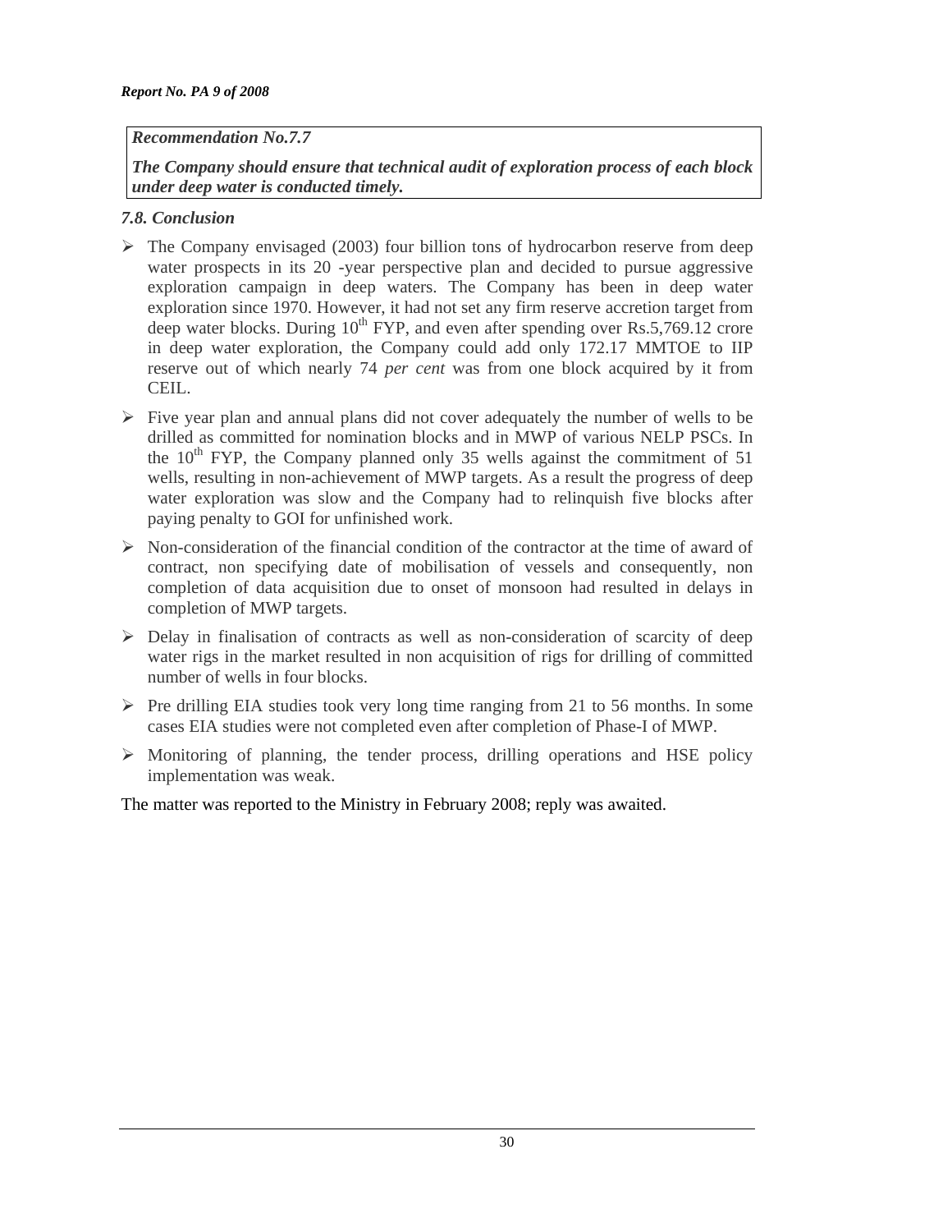***Recommendation No.7.7***

***The Company should ensure that technical audit of exploration process of each block under deep water is conducted timely.***

### *7.8. Conclusion*

- The Company envisaged (2003) four billion tons of hydrocarbon reserve from deep water prospects in its 20 -year perspective plan and decided to pursue aggressive exploration campaign in deep waters. The Company has been in deep water exploration since 1970. However, it had not set any firm reserve accretion target from deep water blocks. During 10th FYP, and even after spending over Rs.5,769.12 crore in deep water exploration, the Company could add only 172.17 MMTOE to IIP reserve out of which nearly 74 *per cent* was from one block acquired by it from CEIL.
- Five year plan and annual plans did not cover adequately the number of wells to be drilled as committed for nomination blocks and in MWP of various NELP PSCs. In the 10th FYP, the Company planned only 35 wells against the commitment of 51 wells, resulting in non-achievement of MWP targets. As a result the progress of deep water exploration was slow and the Company had to relinquish five blocks after paying penalty to GOI for unfinished work.
- Non-consideration of the financial condition of the contractor at the time of award of contract, non specifying date of mobilisation of vessels and consequently, non completion of data acquisition due to onset of monsoon had resulted in delays in completion of MWP targets.
- Delay in finalisation of contracts as well as non-consideration of scarcity of deep water rigs in the market resulted in non acquisition of rigs for drilling of committed number of wells in four blocks.
- Pre drilling EIA studies took very long time ranging from 21 to 56 months. In some cases EIA studies were not completed even after completion of Phase-I of MWP.
- Monitoring of planning, the tender process, drilling operations and HSE policy implementation was weak.

The matter was reported to the Ministry in February 2008; reply was awaited.